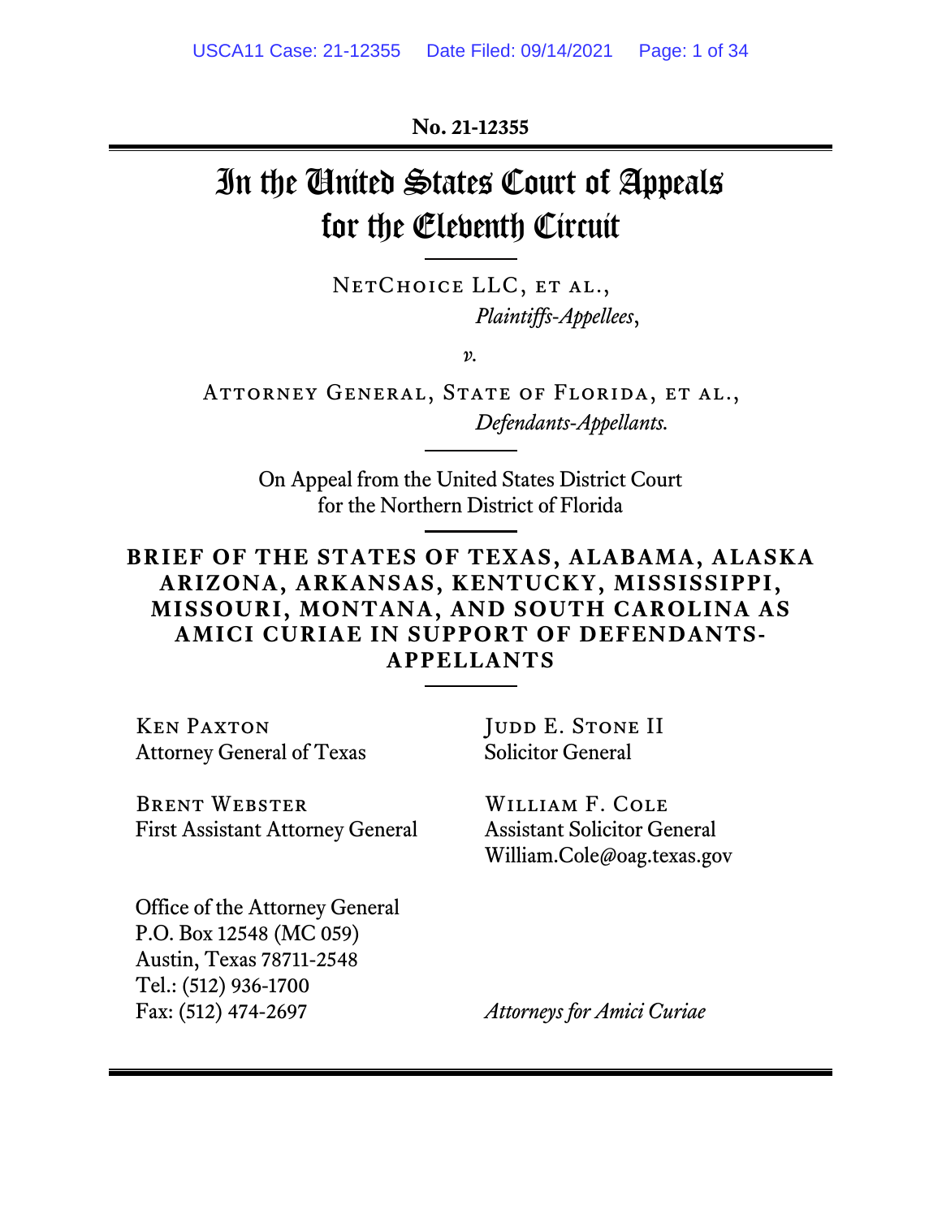**No. 21-12355**

# In the United States Court of Appeals for the Eleventh Circuit

NetChoice LLC, et al.,
*Plaintiffs-Appellees*,

*v.*

Attorney General, State of Florida, et al.,
*Defendants-Appellants.*

On Appeal from the United States District Court for the Northern District of Florida

**BRIEF OF THE STATES OF TEXAS, ALABAMA, ALASKA ARIZONA, ARKANSAS, KENTUCKY, MISSISSIPPI, MISSOURI, MONTANA, AND SOUTH CAROLINA AS AMICI CURIAE IN SUPPORT OF DEFENDANTS-APPELLANTS**

Ken Paxton
Attorney General of Texas

Brent Webster
First Assistant Attorney General

Office of the Attorney General
P.O. Box 12548 (MC 059)
Austin, Texas 78711-2548
Tel.: (512) 936-1700
Fax: (512) 474-2697

Judd E. Stone II
Solicitor General

William F. Cole
Assistant Solicitor General
William.Cole@oag.texas.gov

*Attorneys for Amici Curiae*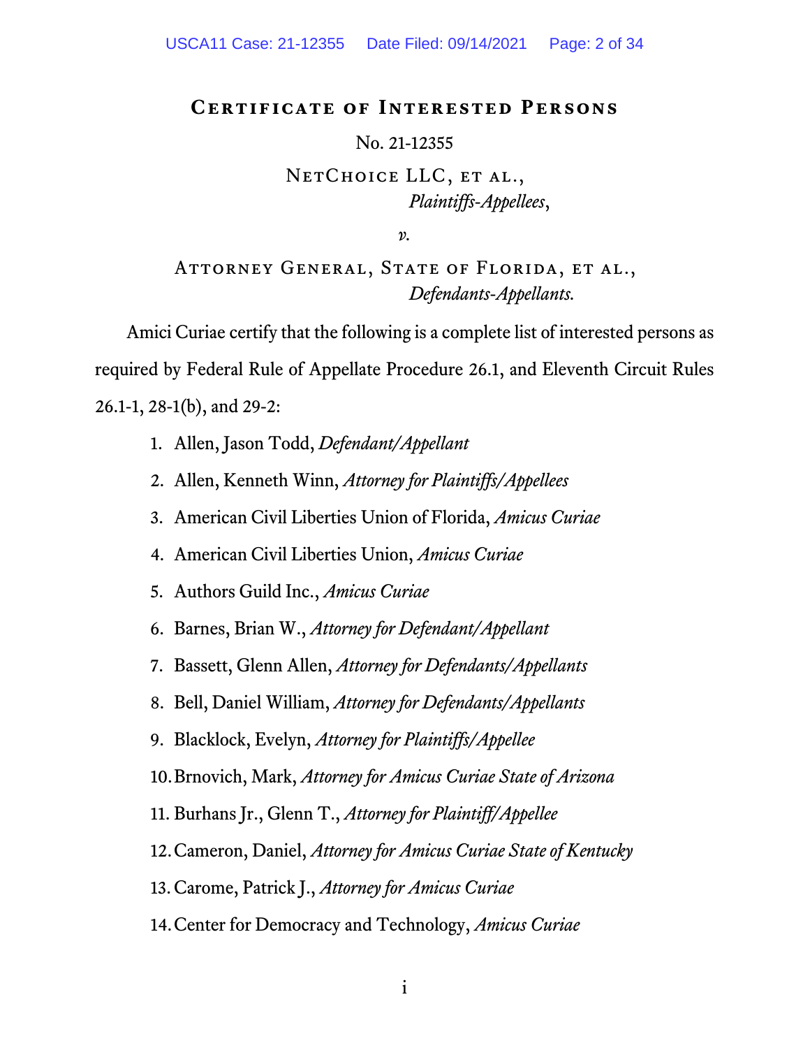## Certificate of Interested Persons

No. 21-12355

NetChoice LLC, et al.,
*Plaintiffs-Appellees*,

*v.*

Attorney General, State of Florida, et al.,
*Defendants-Appellants.*

Amici Curiae certify that the following is a complete list of interested persons as required by Federal Rule of Appellate Procedure 26.1, and Eleventh Circuit Rules 26.1-1, 28-1(b), and 29-2:

1. Allen, Jason Todd, *Defendant/Appellant*
2. Allen, Kenneth Winn, *Attorney for Plaintiffs/Appellees*
3. American Civil Liberties Union of Florida, *Amicus Curiae*
4. American Civil Liberties Union, *Amicus Curiae*
5. Authors Guild Inc., *Amicus Curiae*
6. Barnes, Brian W., *Attorney for Defendant/Appellant*
7. Bassett, Glenn Allen, *Attorney for Defendants/Appellants*
8. Bell, Daniel William, *Attorney for Defendants/Appellants*
9. Blacklock, Evelyn, *Attorney for Plaintiffs/Appellee*
10. Brnovich, Mark, *Attorney for Amicus Curiae State of Arizona*
11. Burhans Jr., Glenn T., *Attorney for Plaintiff/Appellee*
12. Cameron, Daniel, *Attorney for Amicus Curiae State of Kentucky*
13. Carome, Patrick J., *Attorney for Amicus Curiae*
14. Center for Democracy and Technology, *Amicus Curiae*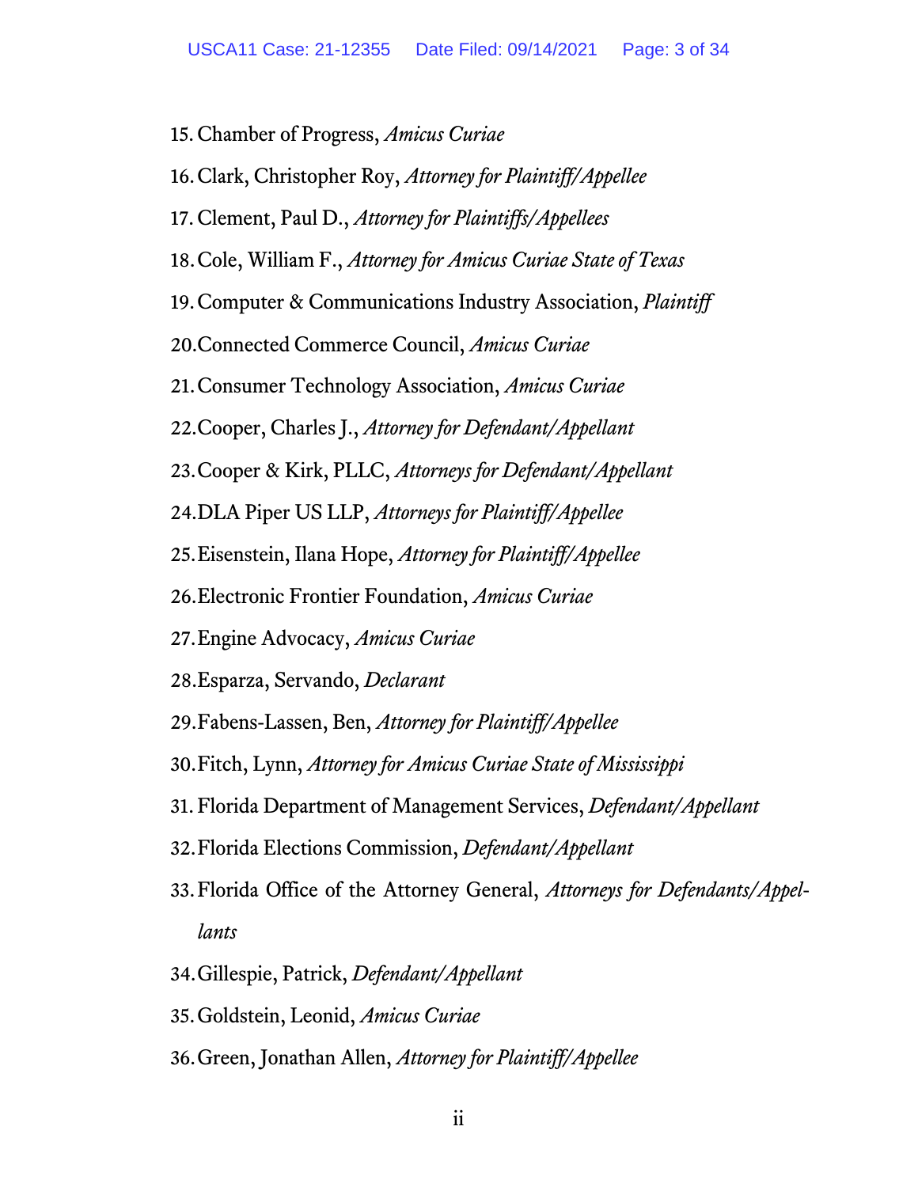15. Chamber of Progress, *Amicus Curiae*
16. Clark, Christopher Roy, *Attorney for Plaintiff/Appellee*
17. Clement, Paul D., *Attorney for Plaintiffs/Appellees*
18. Cole, William F., *Attorney for Amicus Curiae State of Texas*
19. Computer & Communications Industry Association, *Plaintiff*
20. Connected Commerce Council, *Amicus Curiae*
21. Consumer Technology Association, *Amicus Curiae*
22. Cooper, Charles J., *Attorney for Defendant/Appellant*
23. Cooper & Kirk, PLLC, *Attorneys for Defendant/Appellant*
24. DLA Piper US LLP, *Attorneys for Plaintiff/Appellee*
25. Eisenstein, Ilana Hope, *Attorney for Plaintiff/Appellee*
26. Electronic Frontier Foundation, *Amicus Curiae*
27. Engine Advocacy, *Amicus Curiae*
28. Esparza, Servando, *Declarant*
29. Fabens-Lassen, Ben, *Attorney for Plaintiff/Appellee*
30. Fitch, Lynn, *Attorney for Amicus Curiae State of Mississippi*
31. Florida Department of Management Services, *Defendant/Appellant*
32. Florida Elections Commission, *Defendant/Appellant*
33. Florida Office of the Attorney General, *Attorneys for Defendants/Appellants*
34. Gillespie, Patrick, *Defendant/Appellant*
35. Goldstein, Leonid, *Amicus Curiae*
36. Green, Jonathan Allen, *Attorney for Plaintiff/Appellee*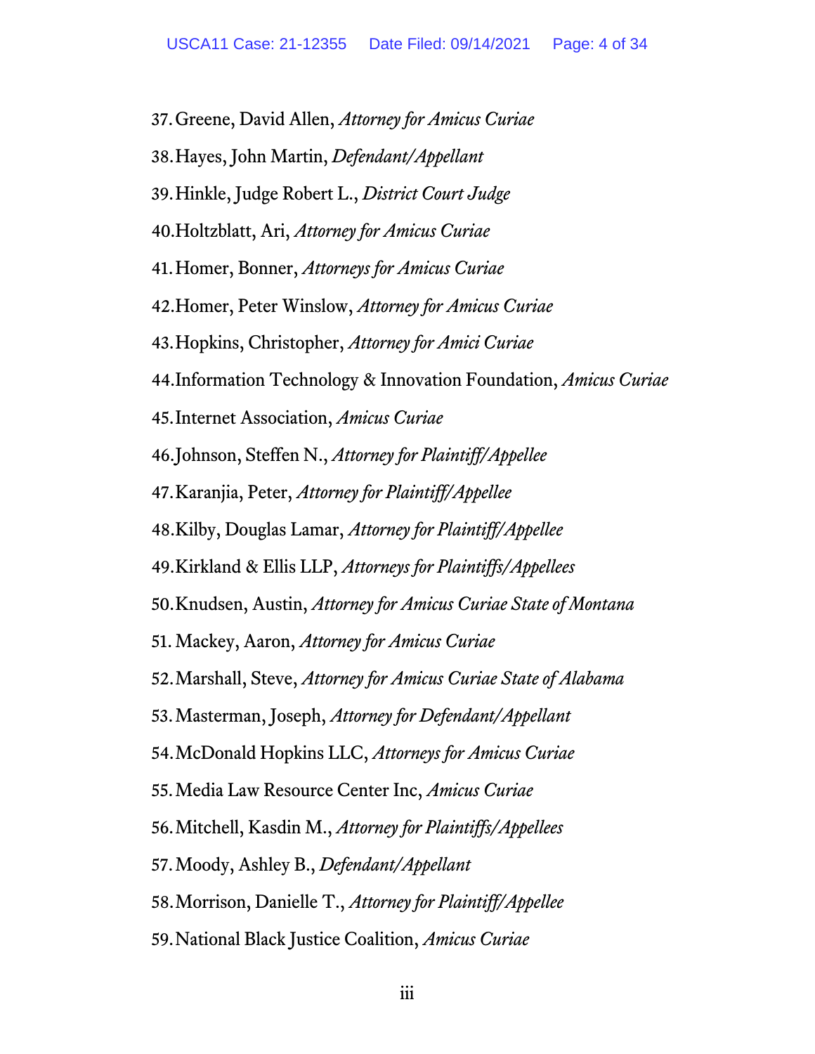37. Greene, David Allen, *Attorney for Amicus Curiae*
38. Hayes, John Martin, *Defendant/Appellant*
39. Hinkle, Judge Robert L., *District Court Judge*
40. Holtzblatt, Ari, *Attorney for Amicus Curiae*
41. Homer, Bonner, *Attorneys for Amicus Curiae*
42. Homer, Peter Winslow, *Attorney for Amicus Curiae*
43. Hopkins, Christopher, *Attorney for Amici Curiae*
44. Information Technology & Innovation Foundation, *Amicus Curiae*
45. Internet Association, *Amicus Curiae*
46. Johnson, Steffen N., *Attorney for Plaintiff/Appellee*
47. Karanjia, Peter, *Attorney for Plaintiff/Appellee*
48. Kilby, Douglas Lamar, *Attorney for Plaintiff/Appellee*
49. Kirkland & Ellis LLP, *Attorneys for Plaintiffs/Appellees*
50. Knudsen, Austin, *Attorney for Amicus Curiae State of Montana*
51. Mackey, Aaron, *Attorney for Amicus Curiae*
52. Marshall, Steve, *Attorney for Amicus Curiae State of Alabama*
53. Masterman, Joseph, *Attorney for Defendant/Appellant*
54. McDonald Hopkins LLC, *Attorneys for Amicus Curiae*
55. Media Law Resource Center Inc, *Amicus Curiae*
56. Mitchell, Kasdin M., *Attorney for Plaintiffs/Appellees*
57. Moody, Ashley B., *Defendant/Appellant*
58. Morrison, Danielle T., *Attorney for Plaintiff/Appellee*
59. National Black Justice Coalition, *Amicus Curiae*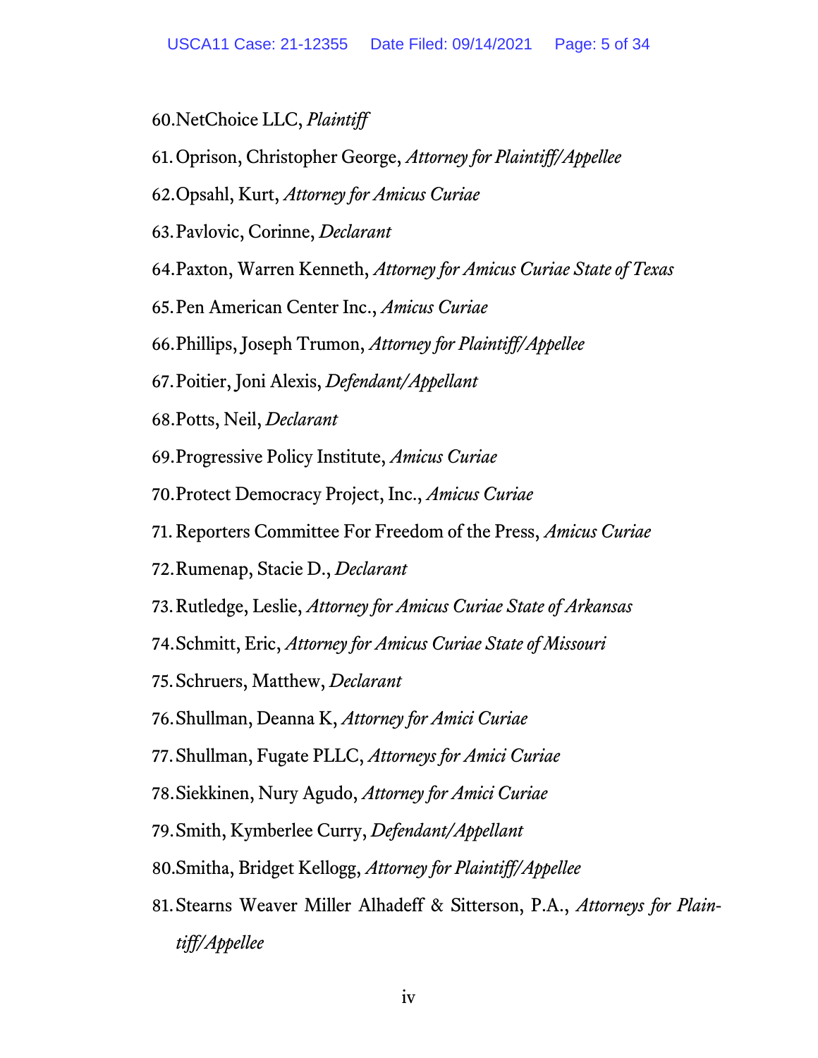60. NetChoice LLC, *Plaintiff*
61. Oprison, Christopher George, *Attorney for Plaintiff/Appellee*
62. Opsahl, Kurt, *Attorney for Amicus Curiae*
63. Pavlovic, Corinne, *Declarant*
64. Paxton, Warren Kenneth, *Attorney for Amicus Curiae State of Texas*
65. Pen American Center Inc., *Amicus Curiae*
66. Phillips, Joseph Trumon, *Attorney for Plaintiff/Appellee*
67. Poitier, Joni Alexis, *Defendant/Appellant*
68. Potts, Neil, *Declarant*
69. Progressive Policy Institute, *Amicus Curiae*
70. Protect Democracy Project, Inc., *Amicus Curiae*
71. Reporters Committee For Freedom of the Press, *Amicus Curiae*
72. Rumenap, Stacie D., *Declarant*
73. Rutledge, Leslie, *Attorney for Amicus Curiae State of Arkansas*
74. Schmitt, Eric, *Attorney for Amicus Curiae State of Missouri*
75. Schruers, Matthew, *Declarant*
76. Shullman, Deanna K, *Attorney for Amici Curiae*
77. Shullman, Fugate PLLC, *Attorneys for Amici Curiae*
78. Siekkinen, Nury Agudo, *Attorney for Amici Curiae*
79. Smith, Kymberlee Curry, *Defendant/Appellant*
80. Smitha, Bridget Kellogg, *Attorney for Plaintiff/Appellee*
81. Stearns Weaver Miller Alhadeff & Sitterson, P.A., *Attorneys for Plaintiff/Appellee*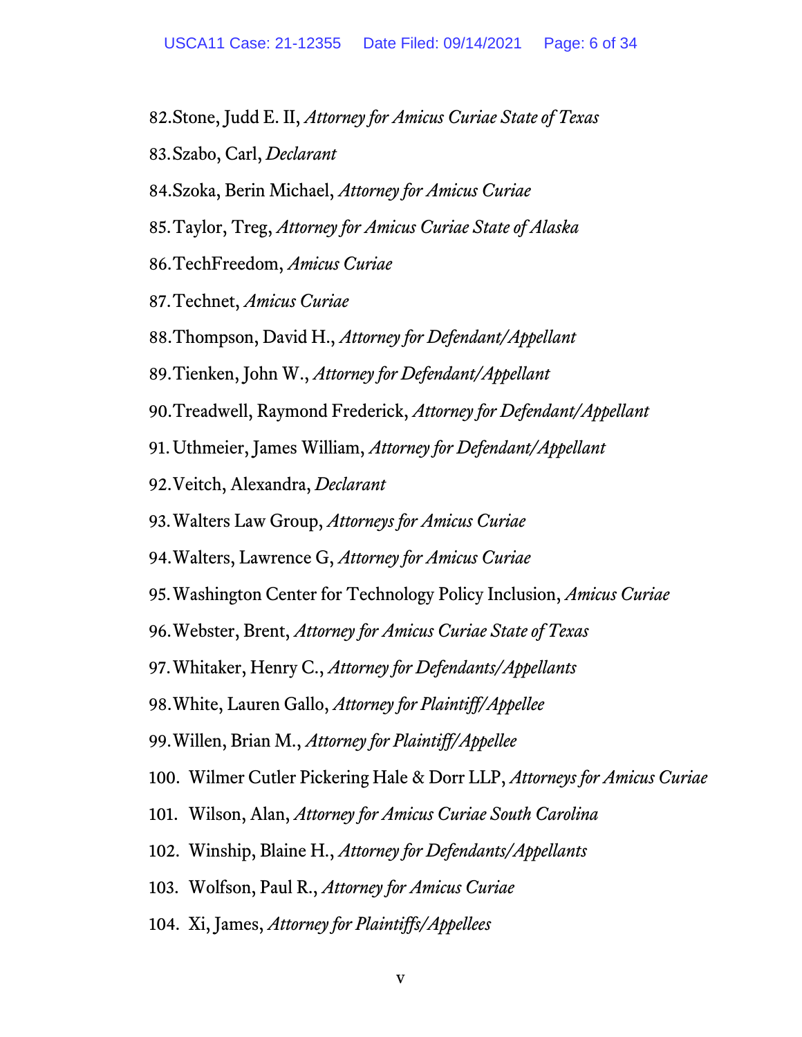82. Stone, Judd E. II, *Attorney for Amicus Curiae State of Texas*
83. Szabo, Carl, *Declarant*
84. Szoka, Berin Michael, *Attorney for Amicus Curiae*
85. Taylor, Treg, *Attorney for Amicus Curiae State of Alaska*
86. TechFreedom, *Amicus Curiae*
87. Technet, *Amicus Curiae*
88. Thompson, David H., *Attorney for Defendant/Appellant*
89. Tienken, John W., *Attorney for Defendant/Appellant*
90. Treadwell, Raymond Frederick, *Attorney for Defendant/Appellant*
91. Uthmeier, James William, *Attorney for Defendant/Appellant*
92. Veitch, Alexandra, *Declarant*
93. Walters Law Group, *Attorneys for Amicus Curiae*
94. Walters, Lawrence G, *Attorney for Amicus Curiae*
95. Washington Center for Technology Policy Inclusion, *Amicus Curiae*
96. Webster, Brent, *Attorney for Amicus Curiae State of Texas*
97. Whitaker, Henry C., *Attorney for Defendants/Appellants*
98. White, Lauren Gallo, *Attorney for Plaintiff/Appellee*
99. Willen, Brian M., *Attorney for Plaintiff/Appellee*
100. Wilmer Cutler Pickering Hale & Dorr LLP, *Attorneys for Amicus Curiae*
101. Wilson, Alan, *Attorney for Amicus Curiae South Carolina*
102. Winship, Blaine H., *Attorney for Defendants/Appellants*
103. Wolfson, Paul R., *Attorney for Amicus Curiae*
104. Xi, James, *Attorney for Plaintiffs/Appellees*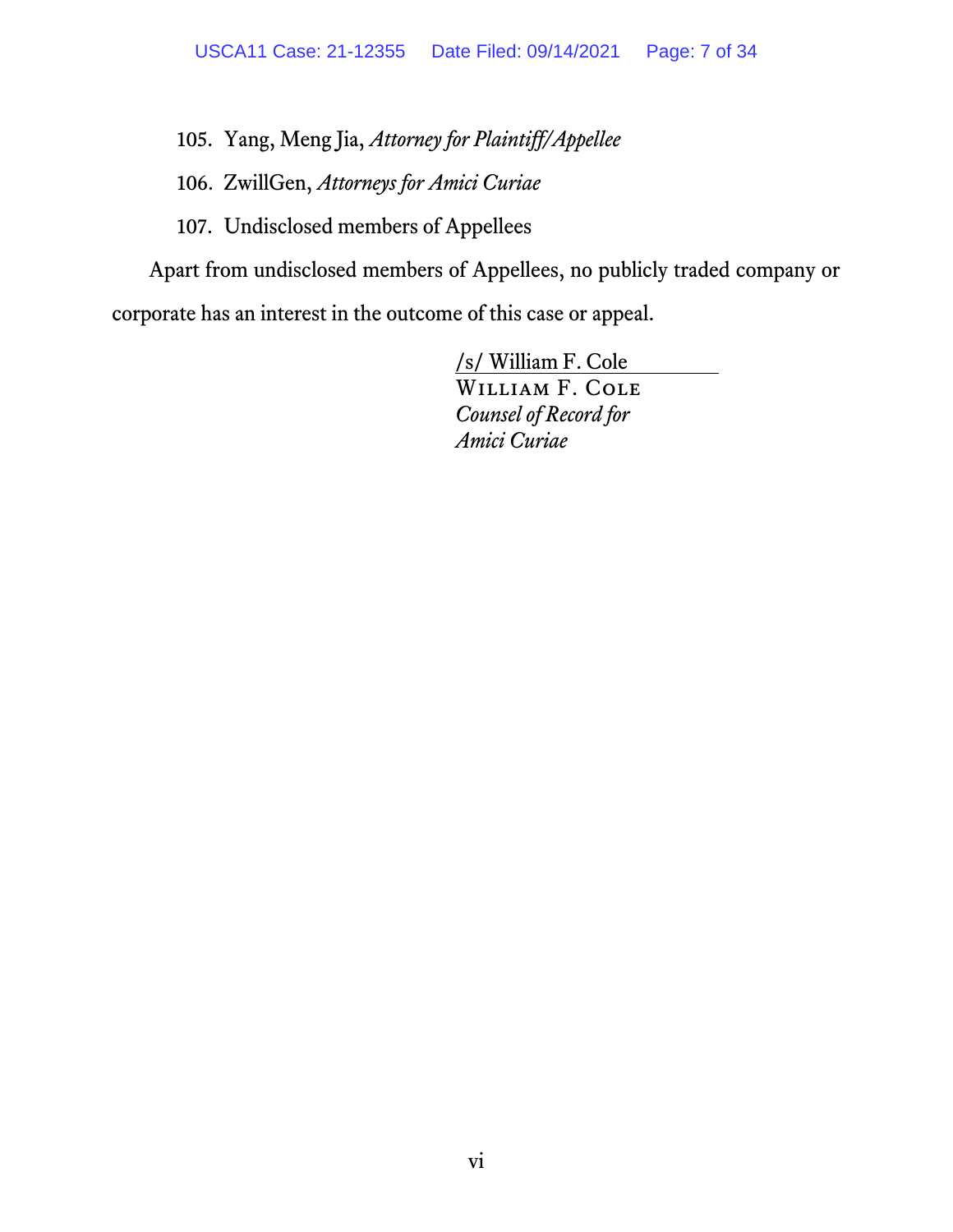105. Yang, Meng Jia, *Attorney for Plaintiff/Appellee*

106. ZwillGen, *Attorneys for Amici Curiae*

107. Undisclosed members of Appellees

Apart from undisclosed members of Appellees, no publicly traded company or corporate has an interest in the outcome of this case or appeal.

/s/ William F. Cole
William F. Cole
*Counsel of Record for Amici Curiae*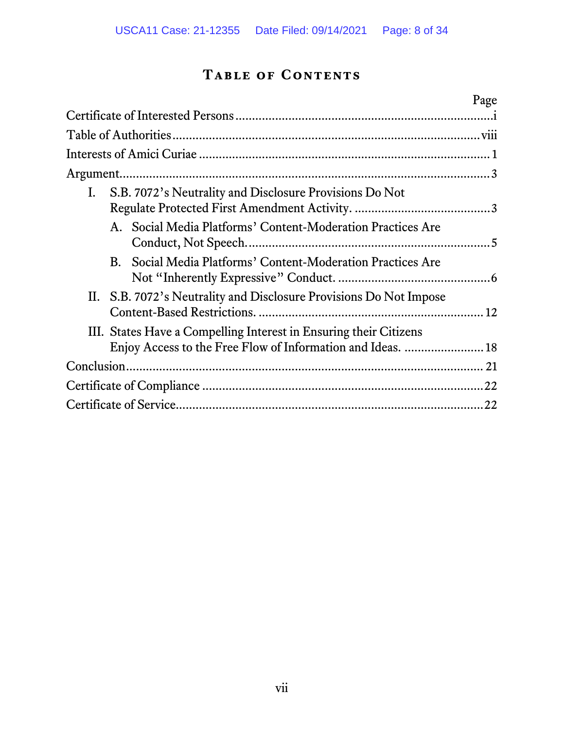# Table of Contents

| | Page |
|---|---|
| Certificate of Interested Persons | i |
| Table of Authorities | viii |
| Interests of Amici Curiae | 1 |
| Argument | 3 |
| I. S.B. 7072's Neutrality and Disclosure Provisions Do Not Regulate Protected First Amendment Activity. | 3 |
| A. Social Media Platforms' Content-Moderation Practices Are Conduct, Not Speech. | 5 |
| B. Social Media Platforms' Content-Moderation Practices Are Not "Inherently Expressive" Conduct. | 6 |
| II. S.B. 7072's Neutrality and Disclosure Provisions Do Not Impose Content-Based Restrictions. | 12 |
| III. States Have a Compelling Interest in Ensuring their Citizens Enjoy Access to the Free Flow of Information and Ideas. | 18 |
| Conclusion | 21 |
| Certificate of Compliance | 22 |
| Certificate of Service | 22 |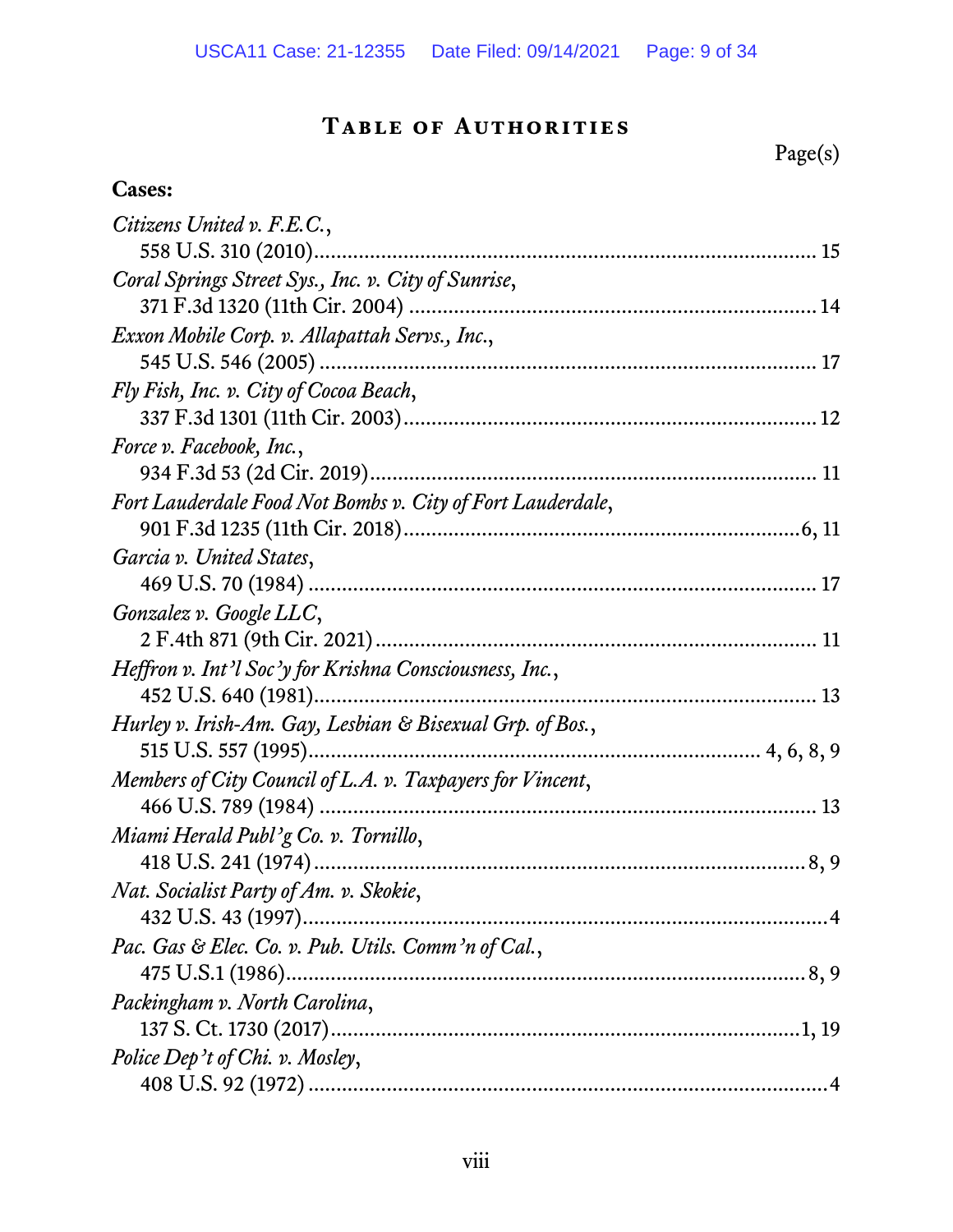# TABLE OF AUTHORITIES

Page(s)

**Cases:**

*Citizens United v. F.E.C.*,
558 U.S. 310 (2010)........................................................................................ 15

*Coral Springs Street Sys., Inc. v. City of Sunrise*,
371 F.3d 1320 (11th Cir. 2004) ........................................................................ 14

*Exxon Mobile Corp. v. Allapattah Servs., Inc.*,
545 U.S. 546 (2005) ........................................................................................ 17

*Fly Fish, Inc. v. City of Cocoa Beach*,
337 F.3d 1301 (11th Cir. 2003)......................................................................... 12

*Force v. Facebook, Inc.*,
934 F.3d 53 (2d Cir. 2019)................................................................................ 11

*Fort Lauderdale Food Not Bombs v. City of Fort Lauderdale*,
901 F.3d 1235 (11th Cir. 2018)......................................................................6, 11

*Garcia v. United States*,
469 U.S. 70 (1984) .......................................................................................... 17

*Gonzalez v. Google LLC*,
2 F.4th 871 (9th Cir. 2021)................................................................................ 11

*Heffron v. Int'l Soc'y for Krishna Consciousness, Inc.*,
452 U.S. 640 (1981).......................................................................................... 13

*Hurley v. Irish-Am. Gay, Lesbian & Bisexual Grp. of Bos.*,
515 U.S. 557 (1995)................................................................................ 4, 6, 8, 9

*Members of City Council of L.A. v. Taxpayers for Vincent*,
466 U.S. 789 (1984) ......................................................................................... 13

*Miami Herald Publ'g Co. v. Tornillo*,
418 U.S. 241 (1974)........................................................................................8, 9

*Nat. Socialist Party of Am. v. Skokie*,
432 U.S. 43 (1997).............................................................................................4

*Pac. Gas & Elec. Co. v. Pub. Utils. Comm'n of Cal.*,
475 U.S.1 (1986)...............................................................................................8, 9

*Packingham v. North Carolina*,
137 S. Ct. 1730 (2017).....................................................................................1, 19

*Police Dep't of Chi. v. Mosley*,
408 U.S. 92 (1972) ............................................................................................4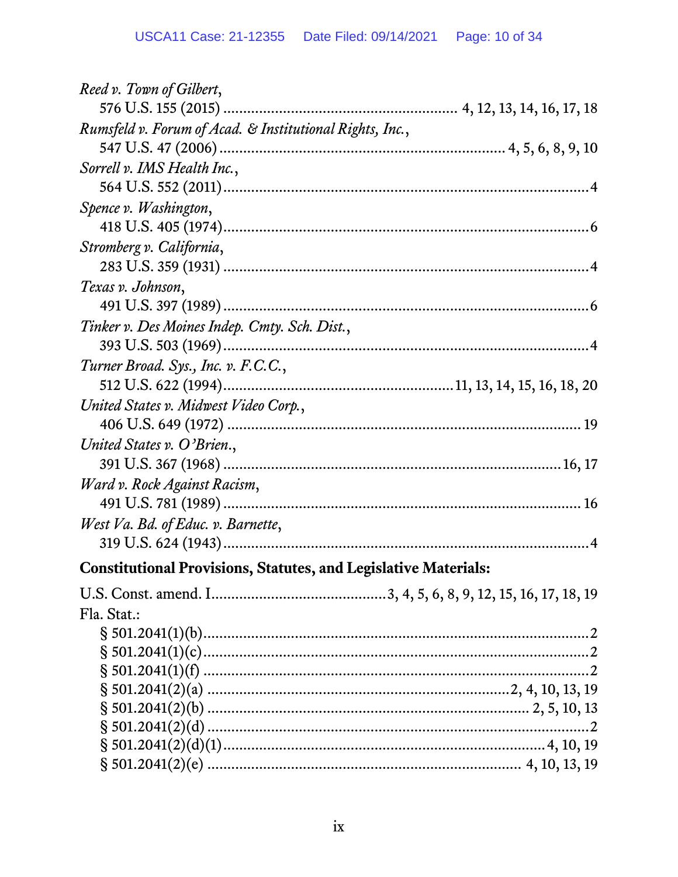*Reed v. Town of Gilbert*,
576 U.S. 155 (2015) .......................................................... 4, 12, 13, 14, 16, 17, 18

*Rumsfeld v. Forum of Acad. & Institutional Rights, Inc.*,
547 U.S. 47 (2006) ........................................................................ 4, 5, 6, 8, 9, 10

*Sorrell v. IMS Health Inc.*,
564 U.S. 552 (2011) ..................................................................................... 4

*Spence v. Washington*,
418 U.S. 405 (1974) ..................................................................................... 6

*Stromberg v. California*,
283 U.S. 359 (1931) ..................................................................................... 4

*Texas v. Johnson*,
491 U.S. 397 (1989) ..................................................................................... 6

*Tinker v. Des Moines Indep. Cmty. Sch. Dist.*,
393 U.S. 503 (1969) ..................................................................................... 4

*Turner Broad. Sys., Inc. v. F.C.C.*,
512 U.S. 622 (1994) .......................................................... 11, 13, 14, 15, 16, 18, 20

*United States v. Midwest Video Corp.*,
406 U.S. 649 (1972) ..................................................................................... 19

*United States v. O'Brien.*,
391 U.S. 367 (1968) ................................................................................ 16, 17

*Ward v. Rock Against Racism*,
491 U.S. 781 (1989) ..................................................................................... 16

*West Va. Bd. of Educ. v. Barnette*,
319 U.S. 624 (1943) ..................................................................................... 4

**Constitutional Provisions, Statutes, and Legislative Materials:**

U.S. Const. amend. I ............................................ 3, 4, 5, 6, 8, 9, 12, 15, 16, 17, 18, 19

Fla. Stat.:

§ 501.2041(1)(b) ..................................................................................... 2
§ 501.2041(1)(c) ..................................................................................... 2
§ 501.2041(1)(f) ..................................................................................... 2
§ 501.2041(2)(a) ............................................................................ 2, 4, 10, 13, 19
§ 501.2041(2)(b) ................................................................................ 2, 5, 10, 13
§ 501.2041(2)(d) ..................................................................................... 2
§ 501.2041(2)(d)(1) ........................................................................... 4, 10, 19
§ 501.2041(2)(e) ............................................................................... 4, 10, 13, 19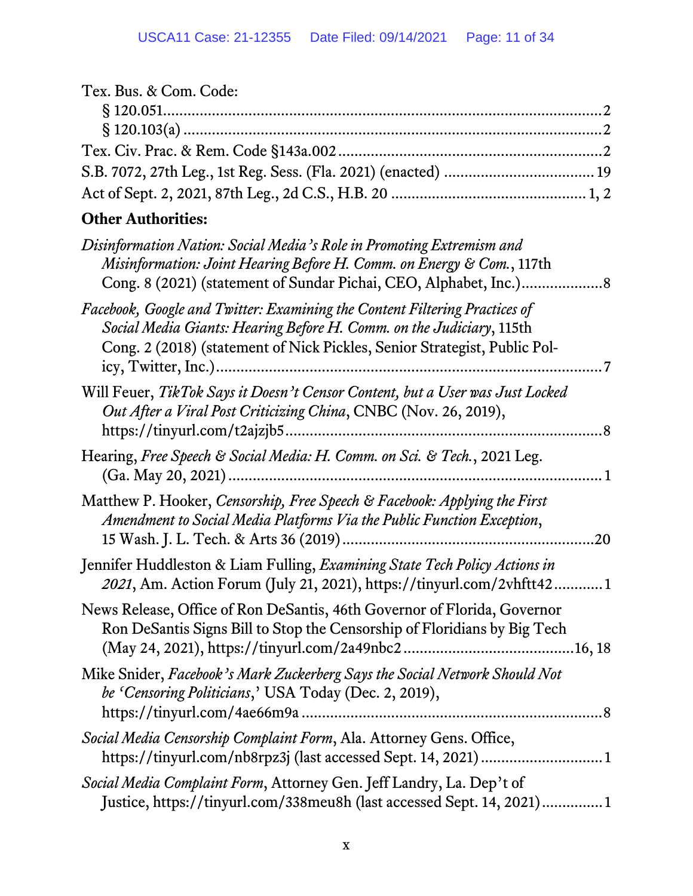Tex. Bus. & Com. Code:

§ 120.051 ........................................................................................... 2

§ 120.103(a) ....................................................................................... 2

Tex. Civ. Prac. & Rem. Code §143a.002 ................................................. 2

S.B. 7072, 27th Leg., 1st Reg. Sess. (Fla. 2021) (enacted) ........................... 19

Act of Sept. 2, 2021, 87th Leg., 2d C.S., H.B. 20 ........................................ 1, 2

**Other Authorities:**

*Disinformation Nation: Social Media's Role in Promoting Extremism and Misinformation: Joint Hearing Before H. Comm. on Energy & Com.*, 117th Cong. 8 (2021) (statement of Sundar Pichai, CEO, Alphabet, Inc.) .................... 8

*Facebook, Google and Twitter: Examining the Content Filtering Practices of Social Media Giants: Hearing Before H. Comm. on the Judiciary*, 115th Cong. 2 (2018) (statement of Nick Pickles, Senior Strategist, Public Policy, Twitter, Inc.) ........................................................................................ 7

Will Feuer, *TikTok Says it Doesn't Censor Content, but a User was Just Locked Out After a Viral Post Criticizing China*, CNBC (Nov. 26, 2019), https://tinyurl.com/t2ajzjb5 ............................................................................ 8

Hearing, *Free Speech & Social Media: H. Comm. on Sci. & Tech.*, 2021 Leg. (Ga. May 20, 2021) ........................................................................................ 1

Matthew P. Hooker, *Censorship, Free Speech & Facebook: Applying the First Amendment to Social Media Platforms Via the Public Function Exception*, 15 Wash. J. L. Tech. & Arts 36 (2019) ............................................................. 20

Jennifer Huddleston & Liam Fulling, *Examining State Tech Policy Actions in 2021*, Am. Action Forum (July 21, 2021), https://tinyurl.com/2vhftt42 ............ 1

News Release, Office of Ron DeSantis, 46th Governor of Florida, Governor Ron DeSantis Signs Bill to Stop the Censorship of Floridians by Big Tech (May 24, 2021), https://tinyurl.com/2a49nbc2 ......................................... 16, 18

Mike Snider, *Facebook's Mark Zuckerberg Says the Social Network Should Not be 'Censoring Politicians*,' USA Today (Dec. 2, 2019), https://tinyurl.com/4ae66m9a ........................................................................ 8

*Social Media Censorship Complaint Form*, Ala. Attorney Gens. Office, https://tinyurl.com/nb8rpz3j (last accessed Sept. 14, 2021) ............................. 1

*Social Media Complaint Form*, Attorney Gen. Jeff Landry, La. Dep't of Justice, https://tinyurl.com/338meu8h (last accessed Sept. 14, 2021) ............... 1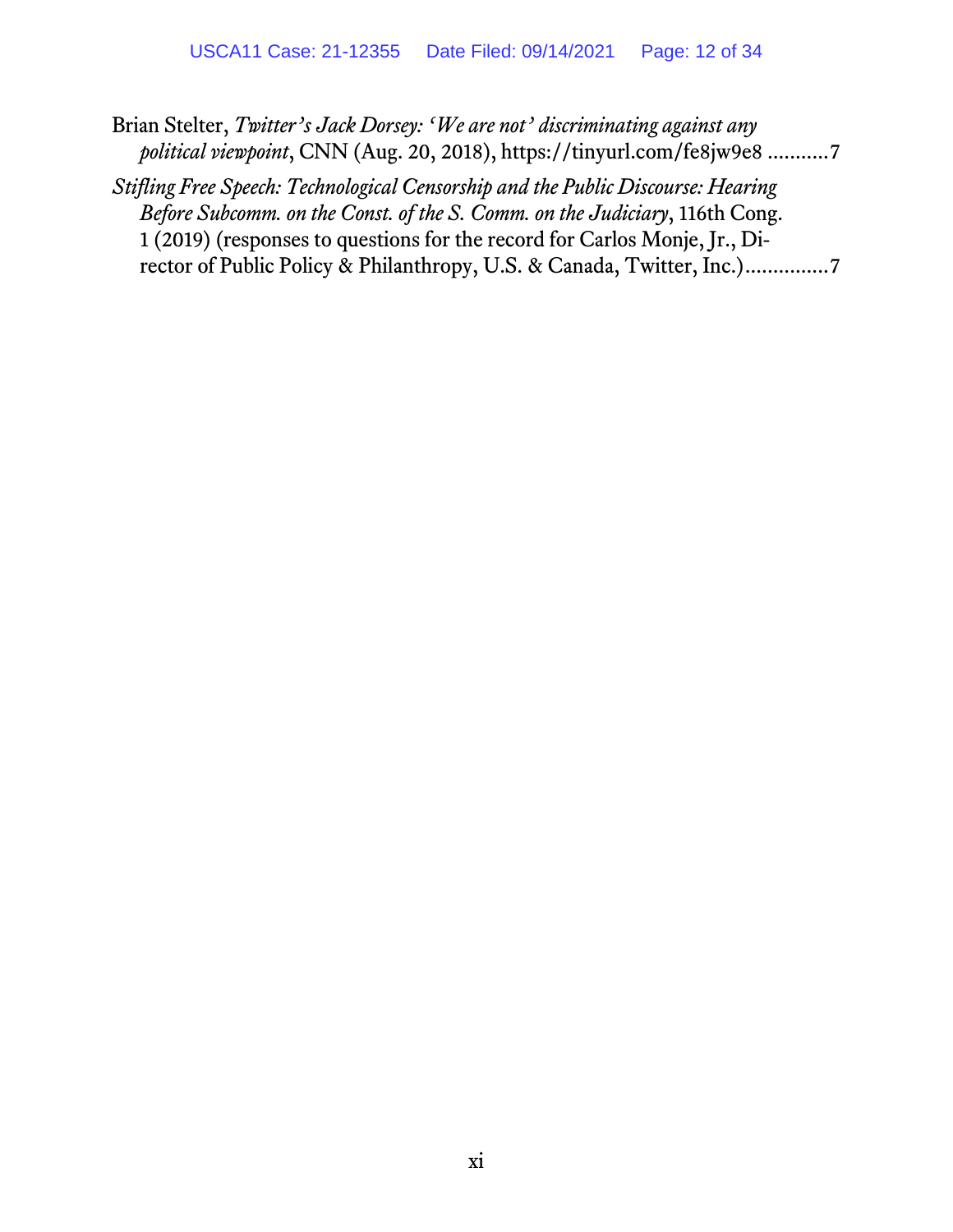Brian Stelter, *Twitter's Jack Dorsey: 'We are not' discriminating against any political viewpoint*, CNN (Aug. 20, 2018), https://tinyurl.com/fe8jw9e8 ...........7

*Stifling Free Speech: Technological Censorship and the Public Discourse: Hearing Before Subcomm. on the Const. of the S. Comm. on the Judiciary*, 116th Cong. 1 (2019) (responses to questions for the record for Carlos Monje, Jr., Director of Public Policy & Philanthropy, U.S. & Canada, Twitter, Inc.)...............7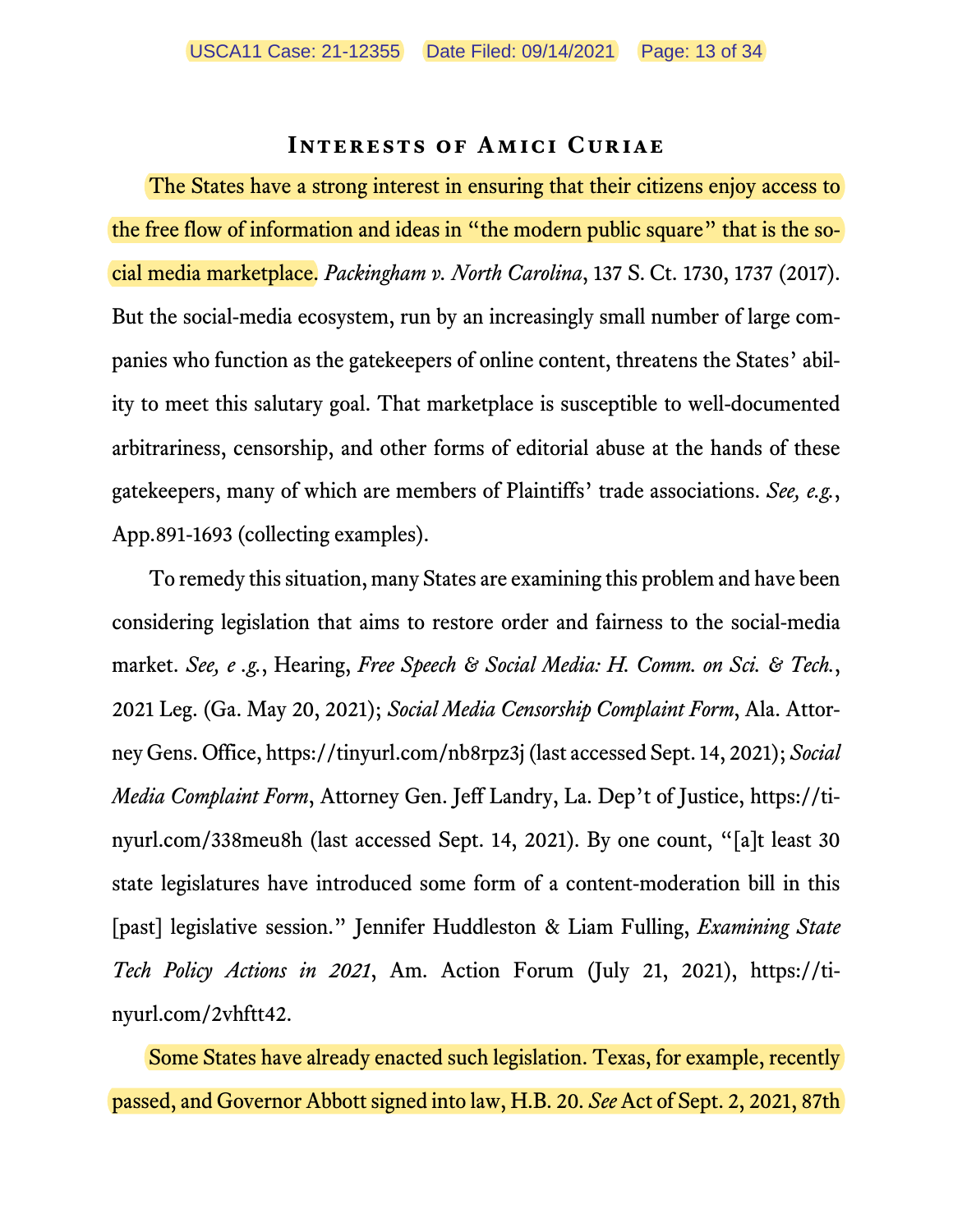## Interests of Amici Curiae

The States have a strong interest in ensuring that their citizens enjoy access to the free flow of information and ideas in "the modern public square" that is the social media marketplace. *Packingham v. North Carolina*, 137 S. Ct. 1730, 1737 (2017). But the social-media ecosystem, run by an increasingly small number of large companies who function as the gatekeepers of online content, threatens the States' ability to meet this salutary goal. That marketplace is susceptible to well-documented arbitrariness, censorship, and other forms of editorial abuse at the hands of these gatekeepers, many of which are members of Plaintiffs' trade associations. *See, e.g.*, App.891-1693 (collecting examples).

To remedy this situation, many States are examining this problem and have been considering legislation that aims to restore order and fairness to the social-media market. *See, e .g.*, Hearing, *Free Speech & Social Media: H. Comm. on Sci. & Tech.*, 2021 Leg. (Ga. May 20, 2021); *Social Media Censorship Complaint Form*, Ala. Attorney Gens. Office, https://tinyurl.com/nb8rpz3j (last accessed Sept. 14, 2021); *Social Media Complaint Form*, Attorney Gen. Jeff Landry, La. Dep't of Justice, https://tinyurl.com/338meu8h (last accessed Sept. 14, 2021). By one count, "[a]t least 30 state legislatures have introduced some form of a content-moderation bill in this [past] legislative session." Jennifer Huddleston & Liam Fulling, *Examining State Tech Policy Actions in 2021*, Am. Action Forum (July 21, 2021), https://tinyurl.com/2vhftt42.

Some States have already enacted such legislation. Texas, for example, recently passed, and Governor Abbott signed into law, H.B. 20. *See* Act of Sept. 2, 2021, 87th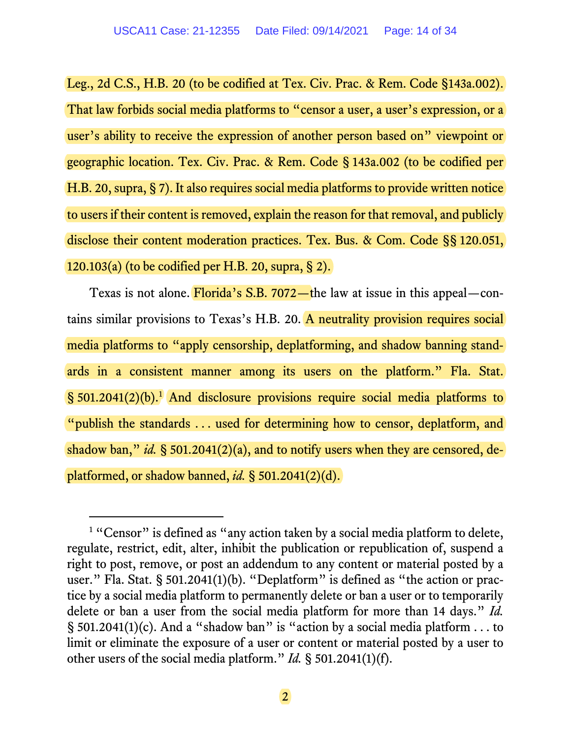Leg., 2d C.S., H.B. 20 (to be codified at Tex. Civ. Prac. & Rem. Code §143a.002). That law forbids social media platforms to "censor a user, a user's expression, or a user's ability to receive the expression of another person based on" viewpoint or geographic location. Tex. Civ. Prac. & Rem. Code § 143a.002 (to be codified per H.B. 20, supra, § 7). It also requires social media platforms to provide written notice to users if their content is removed, explain the reason for that removal, and publicly disclose their content moderation practices. Tex. Bus. & Com. Code §§ 120.051, 120.103(a) (to be codified per H.B. 20, supra, § 2).

Texas is not alone. Florida's S.B. 7072—the law at issue in this appeal—contains similar provisions to Texas's H.B. 20. A neutrality provision requires social media platforms to "apply censorship, deplatforming, and shadow banning standards in a consistent manner among its users on the platform." Fla. Stat. § 501.2041(2)(b).[1] And disclosure provisions require social media platforms to "publish the standards . . . used for determining how to censor, deplatform, and shadow ban," *id.* § 501.2041(2)(a), and to notify users when they are censored, deplatformed, or shadow banned, *id.* § 501.2041(2)(d).

---

[1] "Censor" is defined as "any action taken by a social media platform to delete, regulate, restrict, edit, alter, inhibit the publication or republication of, suspend a right to post, remove, or post an addendum to any content or material posted by a user." Fla. Stat. § 501.2041(1)(b). "Deplatform" is defined as "the action or practice by a social media platform to permanently delete or ban a user or to temporarily delete or ban a user from the social media platform for more than 14 days." *Id.* § 501.2041(1)(c). And a "shadow ban" is "action by a social media platform . . . to limit or eliminate the exposure of a user or content or material posted by a user to other users of the social media platform." *Id.* § 501.2041(1)(f).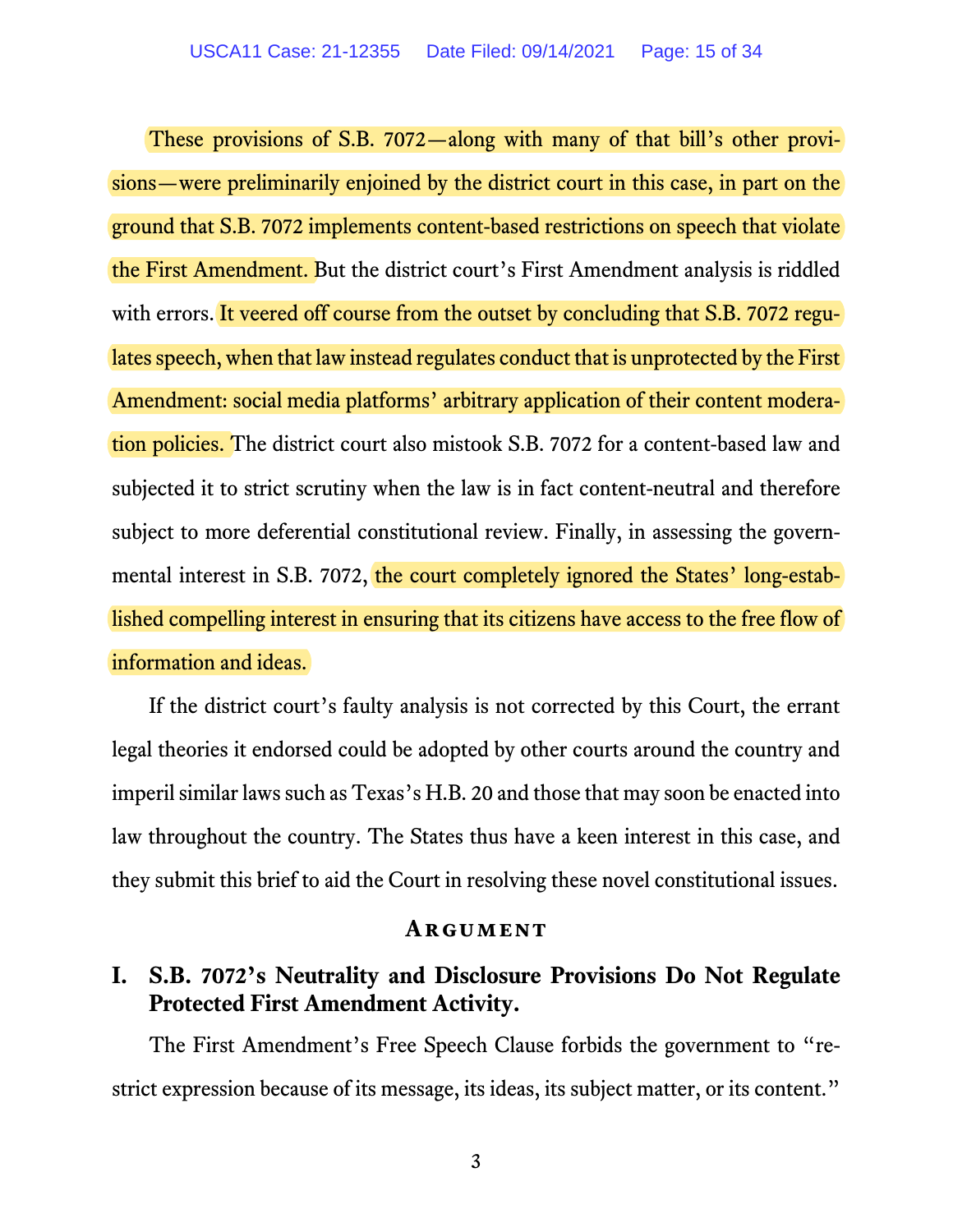These provisions of S.B. 7072—along with many of that bill's other provisions—were preliminarily enjoined by the district court in this case, in part on the ground that S.B. 7072 implements content-based restrictions on speech that violate the First Amendment. But the district court's First Amendment analysis is riddled with errors. It veered off course from the outset by concluding that S.B. 7072 regulates speech, when that law instead regulates conduct that is unprotected by the First Amendment: social media platforms' arbitrary application of their content moderation policies. The district court also mistook S.B. 7072 for a content-based law and subjected it to strict scrutiny when the law is in fact content-neutral and therefore subject to more deferential constitutional review. Finally, in assessing the governmental interest in S.B. 7072, the court completely ignored the States' long-established compelling interest in ensuring that its citizens have access to the free flow of information and ideas.

If the district court's faulty analysis is not corrected by this Court, the errant legal theories it endorsed could be adopted by other courts around the country and imperil similar laws such as Texas's H.B. 20 and those that may soon be enacted into law throughout the country. The States thus have a keen interest in this case, and they submit this brief to aid the Court in resolving these novel constitutional issues.

## Argument

### I. S.B. 7072's Neutrality and Disclosure Provisions Do Not Regulate Protected First Amendment Activity.

The First Amendment's Free Speech Clause forbids the government to "restrict expression because of its message, its ideas, its subject matter, or its content."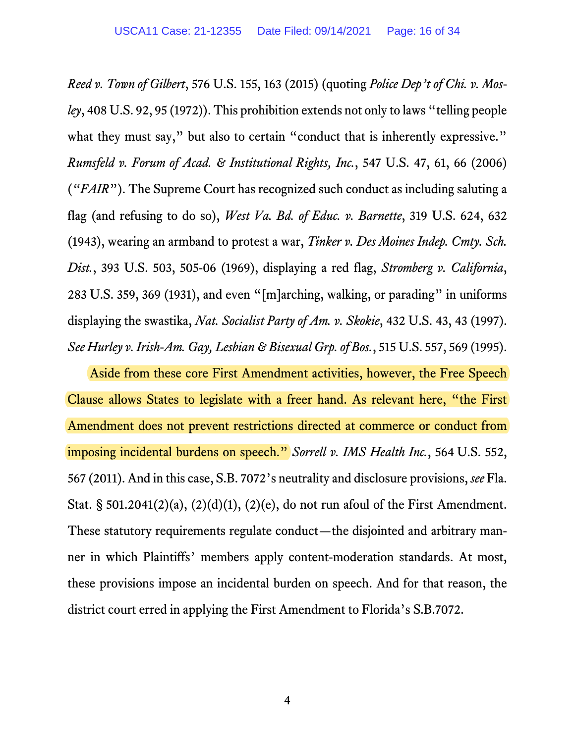*Reed v. Town of Gilbert*, 576 U.S. 155, 163 (2015) (quoting *Police Dep't of Chi. v. Mosley*, 408 U.S. 92, 95 (1972)). This prohibition extends not only to laws "telling people what they must say," but also to certain "conduct that is inherently expressive." *Rumsfeld v. Forum of Acad. & Institutional Rights, Inc.*, 547 U.S. 47, 61, 66 (2006) ("*FAIR*"). The Supreme Court has recognized such conduct as including saluting a flag (and refusing to do so), *West Va. Bd. of Educ. v. Barnette*, 319 U.S. 624, 632 (1943), wearing an armband to protest a war, *Tinker v. Des Moines Indep. Cmty. Sch. Dist.*, 393 U.S. 503, 505-06 (1969), displaying a red flag, *Stromberg v. California*, 283 U.S. 359, 369 (1931), and even "[m]arching, walking, or parading" in uniforms displaying the swastika, *Nat. Socialist Party of Am. v. Skokie*, 432 U.S. 43, 43 (1997). *See Hurley v. Irish-Am. Gay, Lesbian & Bisexual Grp. of Bos.*, 515 U.S. 557, 569 (1995).

Aside from these core First Amendment activities, however, the Free Speech Clause allows States to legislate with a freer hand. As relevant here, "the First Amendment does not prevent restrictions directed at commerce or conduct from imposing incidental burdens on speech." *Sorrell v. IMS Health Inc.*, 564 U.S. 552, 567 (2011). And in this case, S.B. 7072's neutrality and disclosure provisions, *see* Fla. Stat. § 501.2041(2)(a), (2)(d)(1), (2)(e), do not run afoul of the First Amendment. These statutory requirements regulate conduct—the disjointed and arbitrary manner in which Plaintiffs' members apply content-moderation standards. At most, these provisions impose an incidental burden on speech. And for that reason, the district court erred in applying the First Amendment to Florida's S.B.7072.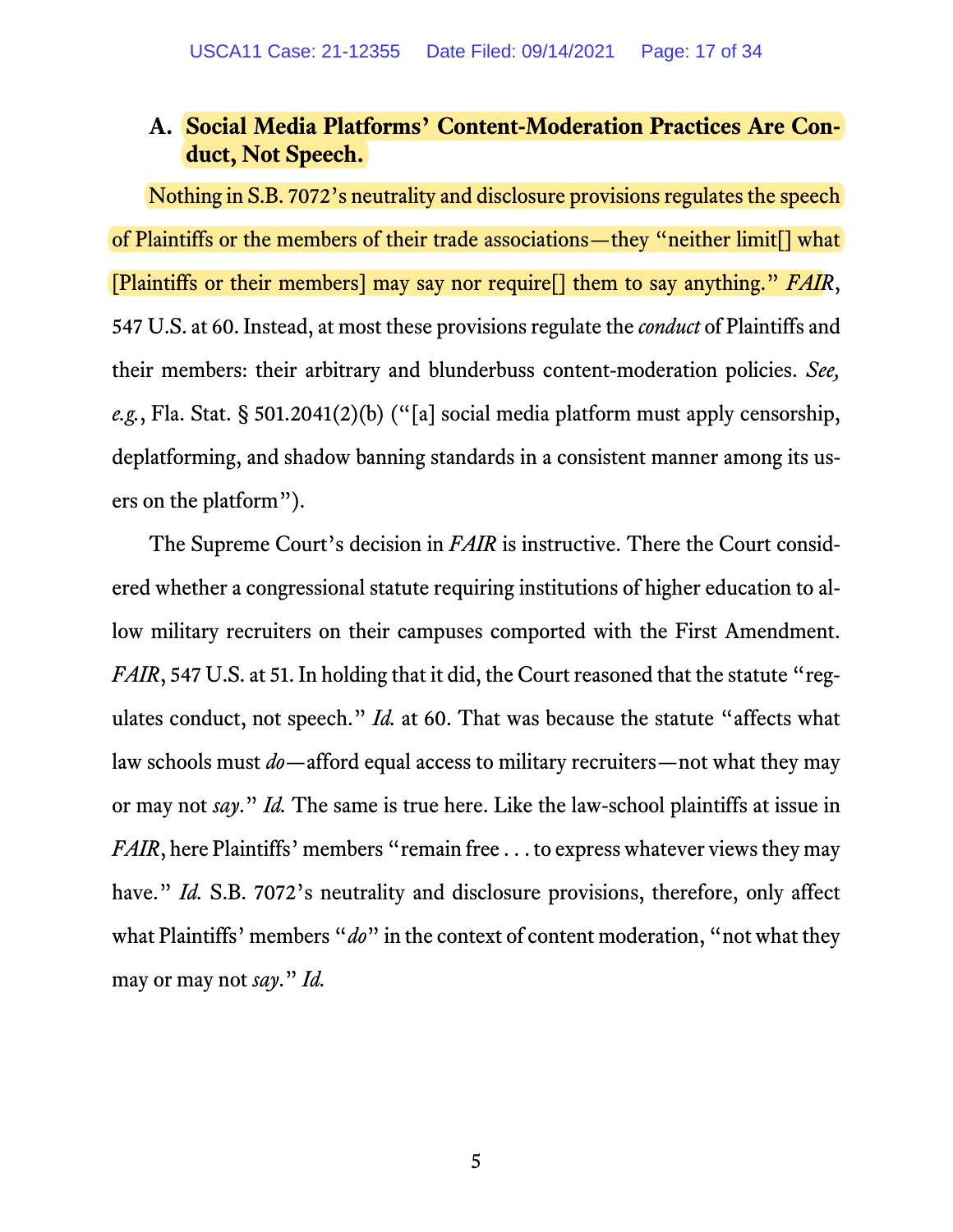### A. Social Media Platforms' Content-Moderation Practices Are Conduct, Not Speech.

Nothing in S.B. 7072's neutrality and disclosure provisions regulates the speech of Plaintiffs or the members of their trade associations—they "neither limit[] what [Plaintiffs or their members] may say nor require[] them to say anything." *FAIR*, 547 U.S. at 60. Instead, at most these provisions regulate the *conduct* of Plaintiffs and their members: their arbitrary and blunderbuss content-moderation policies. *See, e.g.*, Fla. Stat. § 501.2041(2)(b) ("[a] social media platform must apply censorship, deplatforming, and shadow banning standards in a consistent manner among its users on the platform").

The Supreme Court's decision in *FAIR* is instructive. There the Court considered whether a congressional statute requiring institutions of higher education to allow military recruiters on their campuses comported with the First Amendment. *FAIR*, 547 U.S. at 51. In holding that it did, the Court reasoned that the statute "regulates conduct, not speech." *Id.* at 60. That was because the statute "affects what law schools must *do*—afford equal access to military recruiters—not what they may or may not *say*." *Id.* The same is true here. Like the law-school plaintiffs at issue in *FAIR*, here Plaintiffs' members "remain free . . . to express whatever views they may have." *Id.* S.B. 7072's neutrality and disclosure provisions, therefore, only affect what Plaintiffs' members "*do*" in the context of content moderation, "not what they may or may not *say*." *Id.*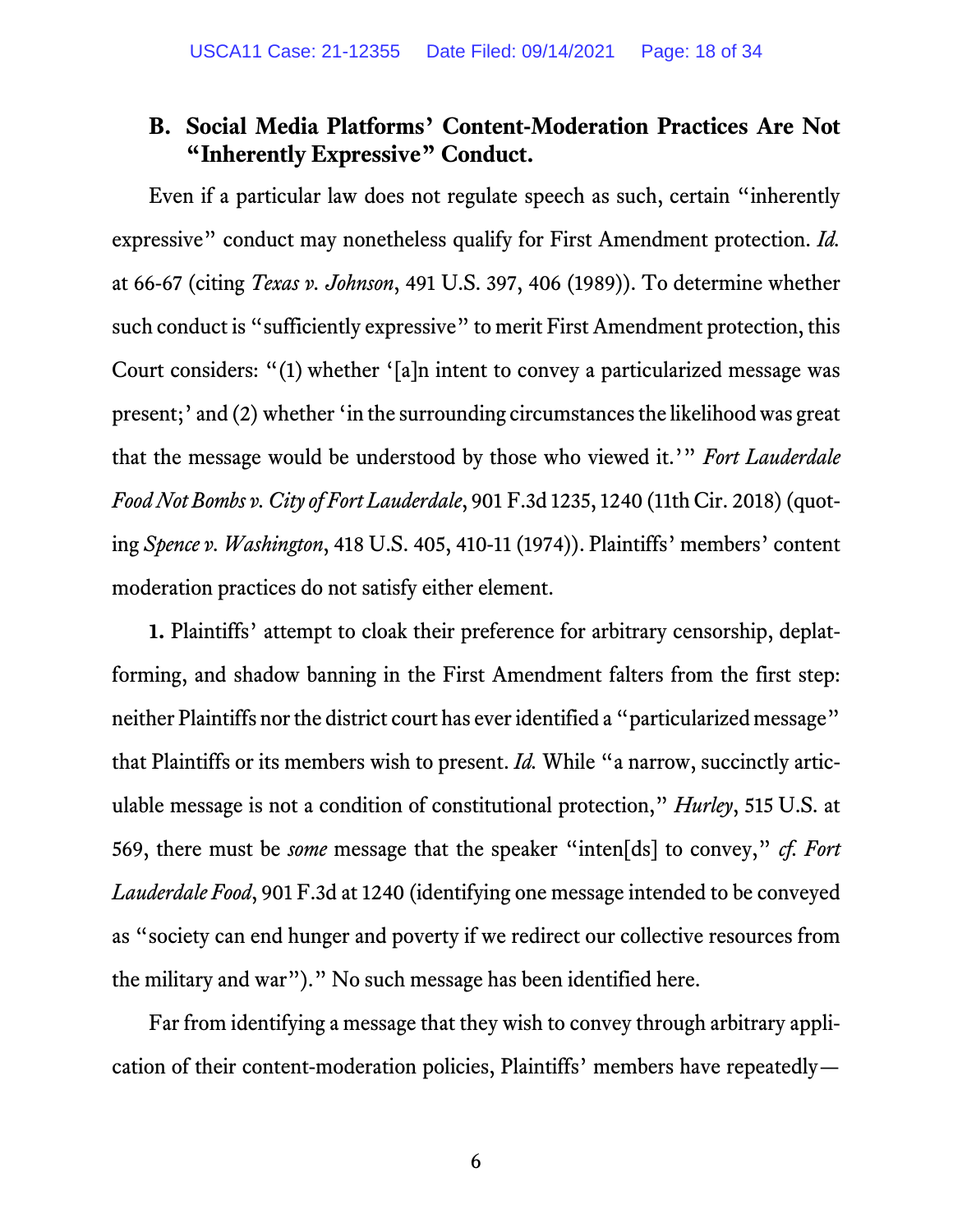### B. Social Media Platforms' Content-Moderation Practices Are Not "Inherently Expressive" Conduct.

Even if a particular law does not regulate speech as such, certain "inherently expressive" conduct may nonetheless qualify for First Amendment protection. *Id.* at 66-67 (citing *Texas v. Johnson*, 491 U.S. 397, 406 (1989)). To determine whether such conduct is "sufficiently expressive" to merit First Amendment protection, this Court considers: "(1) whether '[a]n intent to convey a particularized message was present;' and (2) whether 'in the surrounding circumstances the likelihood was great that the message would be understood by those who viewed it.'" *Fort Lauderdale Food Not Bombs v. City of Fort Lauderdale*, 901 F.3d 1235, 1240 (11th Cir. 2018) (quoting *Spence v. Washington*, 418 U.S. 405, 410-11 (1974)). Plaintiffs' members' content moderation practices do not satisfy either element.

**1.** Plaintiffs' attempt to cloak their preference for arbitrary censorship, deplatforming, and shadow banning in the First Amendment falters from the first step: neither Plaintiffs nor the district court has ever identified a "particularized message" that Plaintiffs or its members wish to present. *Id.* While "a narrow, succinctly articulable message is not a condition of constitutional protection," *Hurley*, 515 U.S. at 569, there must be *some* message that the speaker "inten[ds] to convey," *cf. Fort Lauderdale Food*, 901 F.3d at 1240 (identifying one message intended to be conveyed as "society can end hunger and poverty if we redirect our collective resources from the military and war")." No such message has been identified here.

Far from identifying a message that they wish to convey through arbitrary application of their content-moderation policies, Plaintiffs' members have repeatedly—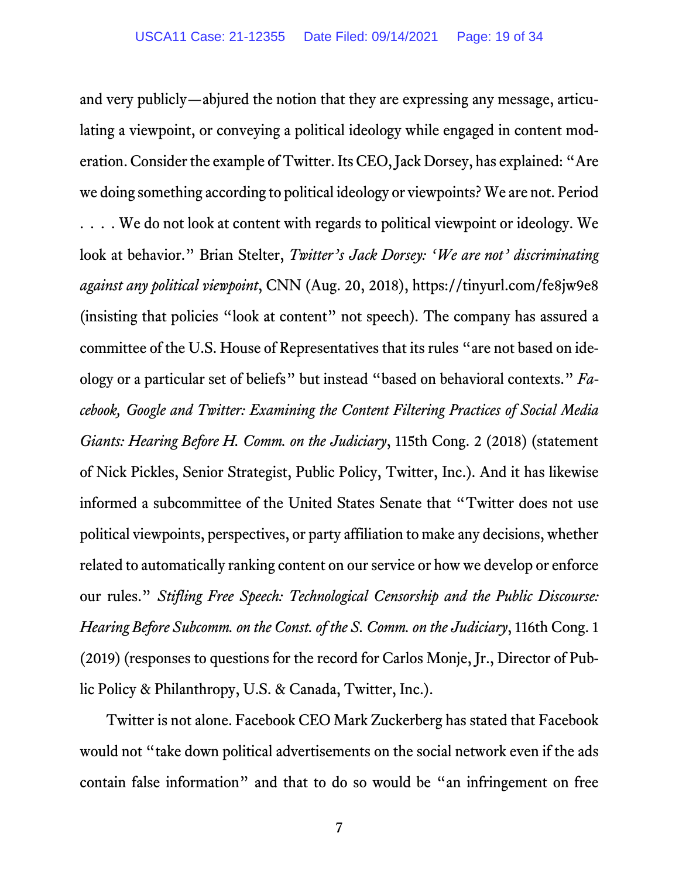and very publicly—abjured the notion that they are expressing any message, articulating a viewpoint, or conveying a political ideology while engaged in content moderation. Consider the example of Twitter. Its CEO, Jack Dorsey, has explained: "Are we doing something according to political ideology or viewpoints? We are not. Period . . . . We do not look at content with regards to political viewpoint or ideology. We look at behavior." Brian Stelter, *Twitter's Jack Dorsey: 'We are not' discriminating against any political viewpoint*, CNN (Aug. 20, 2018), https://tinyurl.com/fe8jw9e8 (insisting that policies "look at content" not speech). The company has assured a committee of the U.S. House of Representatives that its rules "are not based on ideology or a particular set of beliefs" but instead "based on behavioral contexts." *Facebook, Google and Twitter: Examining the Content Filtering Practices of Social Media Giants: Hearing Before H. Comm. on the Judiciary*, 115th Cong. 2 (2018) (statement of Nick Pickles, Senior Strategist, Public Policy, Twitter, Inc.). And it has likewise informed a subcommittee of the United States Senate that "Twitter does not use political viewpoints, perspectives, or party affiliation to make any decisions, whether related to automatically ranking content on our service or how we develop or enforce our rules." *Stifling Free Speech: Technological Censorship and the Public Discourse: Hearing Before Subcomm. on the Const. of the S. Comm. on the Judiciary*, 116th Cong. 1 (2019) (responses to questions for the record for Carlos Monje, Jr., Director of Public Policy & Philanthropy, U.S. & Canada, Twitter, Inc.).

Twitter is not alone. Facebook CEO Mark Zuckerberg has stated that Facebook would not "take down political advertisements on the social network even if the ads contain false information" and that to do so would be "an infringement on free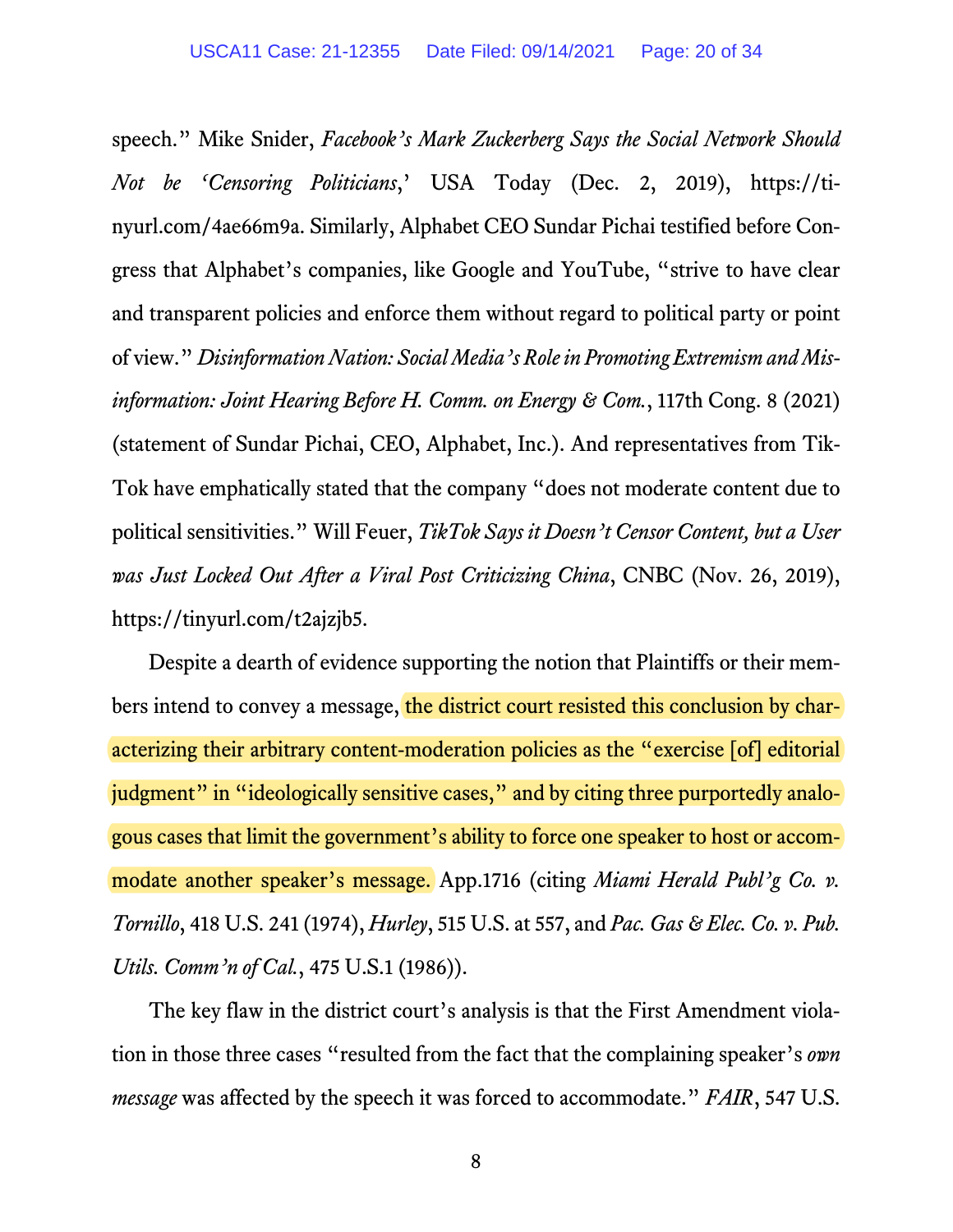speech." Mike Snider, *Facebook's Mark Zuckerberg Says the Social Network Should Not be 'Censoring Politicians,'* USA Today (Dec. 2, 2019), https://tinyurl.com/4ae66m9a. Similarly, Alphabet CEO Sundar Pichai testified before Congress that Alphabet's companies, like Google and YouTube, "strive to have clear and transparent policies and enforce them without regard to political party or point of view." *Disinformation Nation: Social Media's Role in Promoting Extremism and Misinformation: Joint Hearing Before H. Comm. on Energy & Com.*, 117th Cong. 8 (2021) (statement of Sundar Pichai, CEO, Alphabet, Inc.). And representatives from TikTok have emphatically stated that the company "does not moderate content due to political sensitivities." Will Feuer, *TikTok Says it Doesn't Censor Content, but a User was Just Locked Out After a Viral Post Criticizing China*, CNBC (Nov. 26, 2019), https://tinyurl.com/t2ajzjb5.

Despite a dearth of evidence supporting the notion that Plaintiffs or their members intend to convey a message, the district court resisted this conclusion by characterizing their arbitrary content-moderation policies as the "exercise [of] editorial judgment" in "ideologically sensitive cases," and by citing three purportedly analogous cases that limit the government's ability to force one speaker to host or accommodate another speaker's message. App.1716 (citing *Miami Herald Publ'g Co. v. Tornillo*, 418 U.S. 241 (1974), *Hurley*, 515 U.S. at 557, and *Pac. Gas & Elec. Co. v. Pub. Utils. Comm'n of Cal.*, 475 U.S.1 (1986)).

The key flaw in the district court's analysis is that the First Amendment violation in those three cases "resulted from the fact that the complaining speaker's *own message* was affected by the speech it was forced to accommodate." *FAIR*, 547 U.S.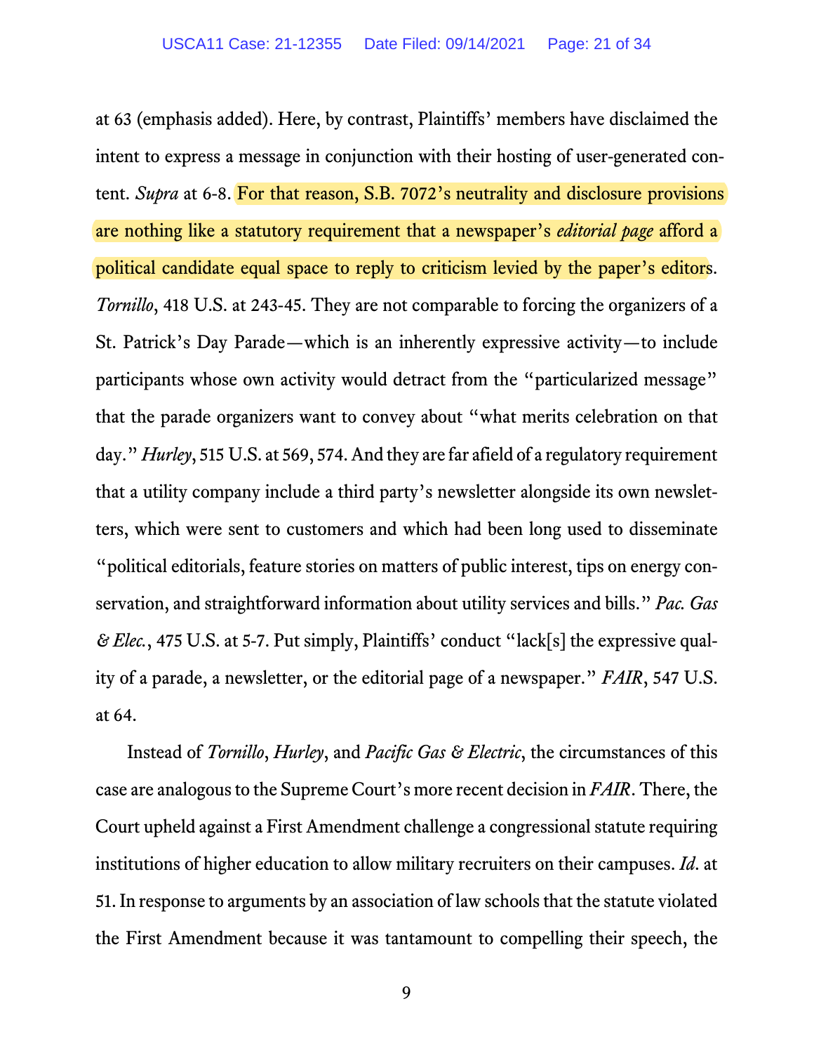at 63 (emphasis added). Here, by contrast, Plaintiffs' members have disclaimed the intent to express a message in conjunction with their hosting of user-generated content. *Supra* at 6-8. For that reason, S.B. 7072's neutrality and disclosure provisions are nothing like a statutory requirement that a newspaper's *editorial page* afford a political candidate equal space to reply to criticism levied by the paper's editors. *Tornillo*, 418 U.S. at 243-45. They are not comparable to forcing the organizers of a St. Patrick's Day Parade—which is an inherently expressive activity—to include participants whose own activity would detract from the "particularized message" that the parade organizers want to convey about "what merits celebration on that day." *Hurley*, 515 U.S. at 569, 574. And they are far afield of a regulatory requirement that a utility company include a third party's newsletter alongside its own newsletters, which were sent to customers and which had been long used to disseminate "political editorials, feature stories on matters of public interest, tips on energy conservation, and straightforward information about utility services and bills." *Pac. Gas & Elec.*, 475 U.S. at 5-7. Put simply, Plaintiffs' conduct "lack[s] the expressive quality of a parade, a newsletter, or the editorial page of a newspaper." *FAIR*, 547 U.S. at 64.

Instead of *Tornillo*, *Hurley*, and *Pacific Gas & Electric*, the circumstances of this case are analogous to the Supreme Court's more recent decision in *FAIR*. There, the Court upheld against a First Amendment challenge a congressional statute requiring institutions of higher education to allow military recruiters on their campuses. *Id.* at 51. In response to arguments by an association of law schools that the statute violated the First Amendment because it was tantamount to compelling their speech, the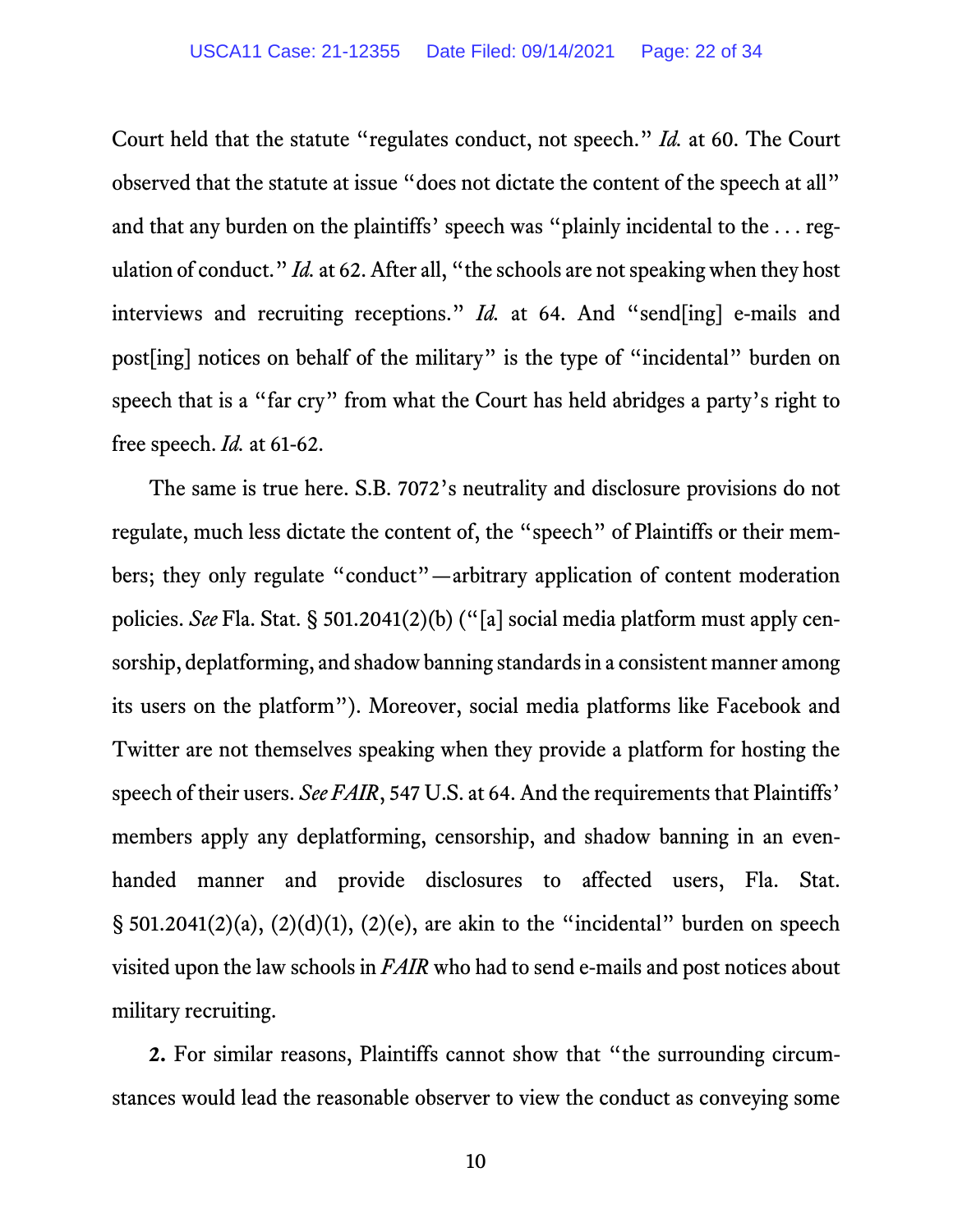Court held that the statute "regulates conduct, not speech." *Id.* at 60. The Court observed that the statute at issue "does not dictate the content of the speech at all" and that any burden on the plaintiffs' speech was "plainly incidental to the . . . regulation of conduct." *Id.* at 62. After all, "the schools are not speaking when they host interviews and recruiting receptions." *Id.* at 64. And "send[ing] e-mails and post[ing] notices on behalf of the military" is the type of "incidental" burden on speech that is a "far cry" from what the Court has held abridges a party's right to free speech. *Id.* at 61-62.

The same is true here. S.B. 7072's neutrality and disclosure provisions do not regulate, much less dictate the content of, the "speech" of Plaintiffs or their members; they only regulate "conduct"—arbitrary application of content moderation policies. *See* Fla. Stat. § 501.2041(2)(b) ("[a] social media platform must apply censorship, deplatforming, and shadow banning standards in a consistent manner among its users on the platform"). Moreover, social media platforms like Facebook and Twitter are not themselves speaking when they provide a platform for hosting the speech of their users. *See FAIR*, 547 U.S. at 64. And the requirements that Plaintiffs' members apply any deplatforming, censorship, and shadow banning in an even-handed manner and provide disclosures to affected users, Fla. Stat. § 501.2041(2)(a), (2)(d)(1), (2)(e), are akin to the "incidental" burden on speech visited upon the law schools in *FAIR* who had to send e-mails and post notices about military recruiting.

**2.** For similar reasons, Plaintiffs cannot show that "the surrounding circumstances would lead the reasonable observer to view the conduct as conveying some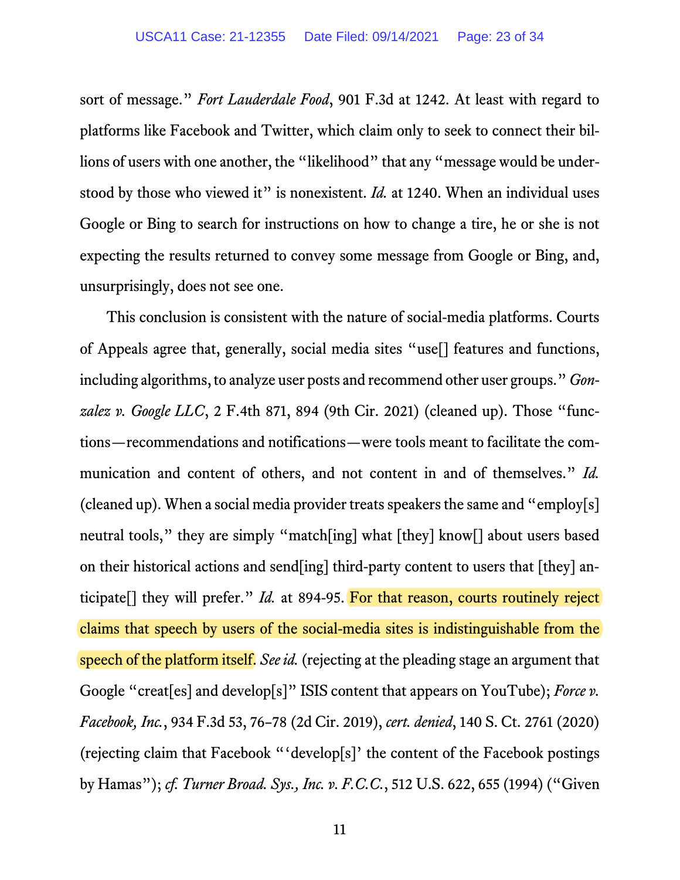sort of message." *Fort Lauderdale Food*, 901 F.3d at 1242. At least with regard to platforms like Facebook and Twitter, which claim only to seek to connect their billions of users with one another, the "likelihood" that any "message would be understood by those who viewed it" is nonexistent. *Id.* at 1240. When an individual uses Google or Bing to search for instructions on how to change a tire, he or she is not expecting the results returned to convey some message from Google or Bing, and, unsurprisingly, does not see one.

This conclusion is consistent with the nature of social-media platforms. Courts of Appeals agree that, generally, social media sites "use[] features and functions, including algorithms, to analyze user posts and recommend other user groups." *Gonzalez v. Google LLC*, 2 F.4th 871, 894 (9th Cir. 2021) (cleaned up). Those "functions—recommendations and notifications—were tools meant to facilitate the communication and content of others, and not content in and of themselves." *Id.* (cleaned up). When a social media provider treats speakers the same and "employ[s] neutral tools," they are simply "match[ing] what [they] know[] about users based on their historical actions and send[ing] third-party content to users that [they] anticipate[] they will prefer." *Id.* at 894-95. For that reason, courts routinely reject claims that speech by users of the social-media sites is indistinguishable from the speech of the platform itself. *See id.* (rejecting at the pleading stage an argument that Google "creat[es] and develop[s]" ISIS content that appears on YouTube); *Force v. Facebook, Inc.*, 934 F.3d 53, 76–78 (2d Cir. 2019), *cert. denied*, 140 S. Ct. 2761 (2020) (rejecting claim that Facebook "'develop[s]' the content of the Facebook postings by Hamas"); *cf. Turner Broad. Sys., Inc. v. F.C.C.*, 512 U.S. 622, 655 (1994) ("Given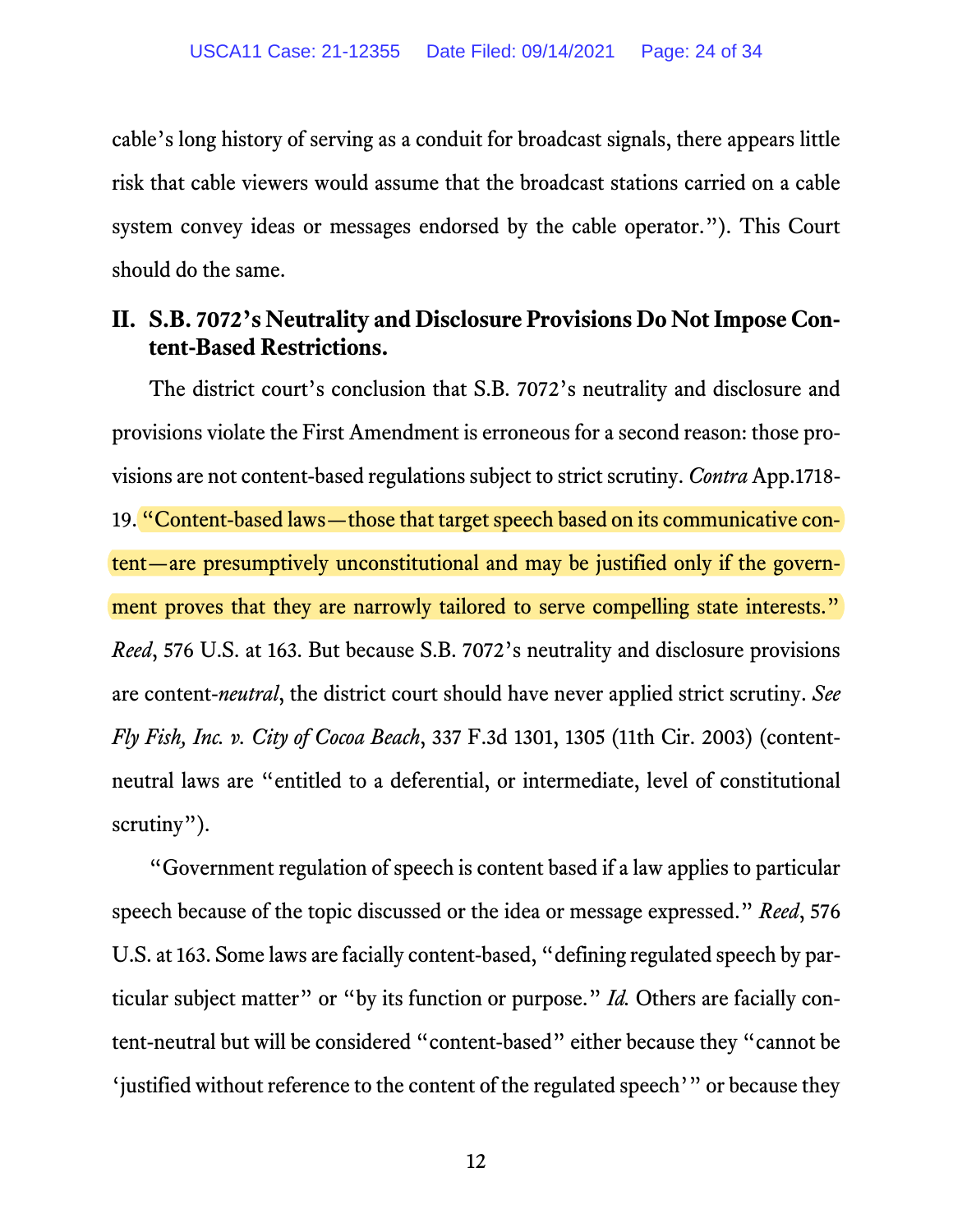cable's long history of serving as a conduit for broadcast signals, there appears little risk that cable viewers would assume that the broadcast stations carried on a cable system convey ideas or messages endorsed by the cable operator."). This Court should do the same.

## II. S.B. 7072's Neutrality and Disclosure Provisions Do Not Impose Content-Based Restrictions.

The district court's conclusion that S.B. 7072's neutrality and disclosure and provisions violate the First Amendment is erroneous for a second reason: those provisions are not content-based regulations subject to strict scrutiny. *Contra* App.1718-19. "Content-based laws—those that target speech based on its communicative content—are presumptively unconstitutional and may be justified only if the government proves that they are narrowly tailored to serve compelling state interests." *Reed*, 576 U.S. at 163. But because S.B. 7072's neutrality and disclosure provisions are content-*neutral*, the district court should have never applied strict scrutiny. *See Fly Fish, Inc. v. City of Cocoa Beach*, 337 F.3d 1301, 1305 (11th Cir. 2003) (content-neutral laws are "entitled to a deferential, or intermediate, level of constitutional scrutiny").

"Government regulation of speech is content based if a law applies to particular speech because of the topic discussed or the idea or message expressed." *Reed*, 576 U.S. at 163. Some laws are facially content-based, "defining regulated speech by particular subject matter" or "by its function or purpose." *Id.* Others are facially content-neutral but will be considered "content-based" either because they "cannot be 'justified without reference to the content of the regulated speech'" or because they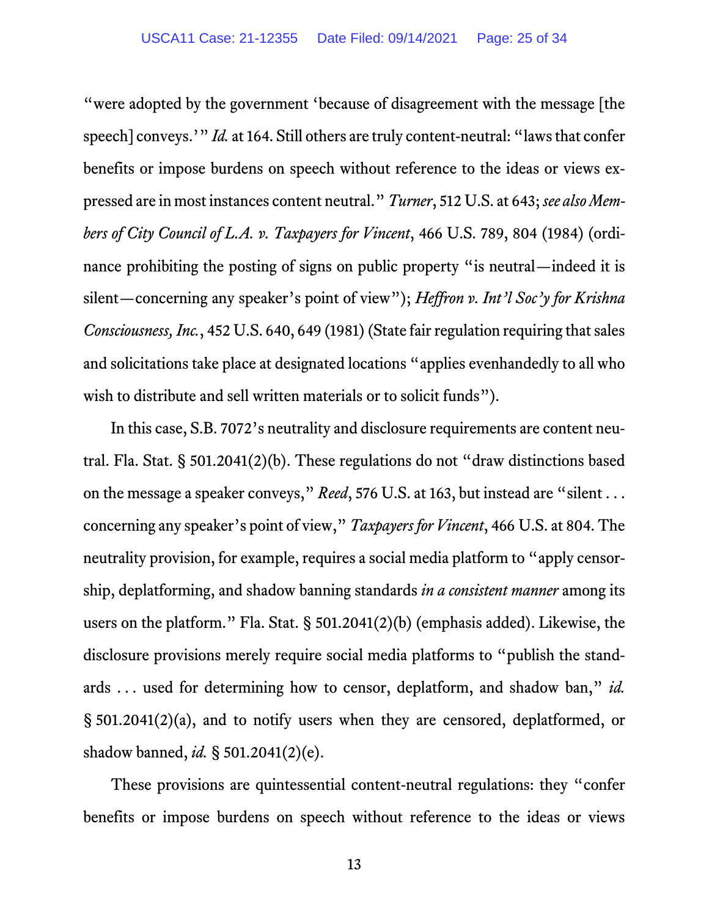"were adopted by the government 'because of disagreement with the message [the speech] conveys.'" *Id.* at 164. Still others are truly content-neutral: "laws that confer benefits or impose burdens on speech without reference to the ideas or views expressed are in most instances content neutral." *Turner*, 512 U.S. at 643; *see also Members of City Council of L.A. v. Taxpayers for Vincent*, 466 U.S. 789, 804 (1984) (ordinance prohibiting the posting of signs on public property "is neutral—indeed it is silent—concerning any speaker's point of view"); *Heffron v. Int'l Soc'y for Krishna Consciousness, Inc.*, 452 U.S. 640, 649 (1981) (State fair regulation requiring that sales and solicitations take place at designated locations "applies evenhandedly to all who wish to distribute and sell written materials or to solicit funds").

In this case, S.B. 7072's neutrality and disclosure requirements are content neutral. Fla. Stat. § 501.2041(2)(b). These regulations do not "draw distinctions based on the message a speaker conveys," *Reed*, 576 U.S. at 163, but instead are "silent . . . concerning any speaker's point of view," *Taxpayers for Vincent*, 466 U.S. at 804. The neutrality provision, for example, requires a social media platform to "apply censorship, deplatforming, and shadow banning standards *in a consistent manner* among its users on the platform." Fla. Stat. § 501.2041(2)(b) (emphasis added). Likewise, the disclosure provisions merely require social media platforms to "publish the standards . . . used for determining how to censor, deplatform, and shadow ban," *id.* § 501.2041(2)(a), and to notify users when they are censored, deplatformed, or shadow banned, *id.* § 501.2041(2)(e).

These provisions are quintessential content-neutral regulations: they "confer benefits or impose burdens on speech without reference to the ideas or views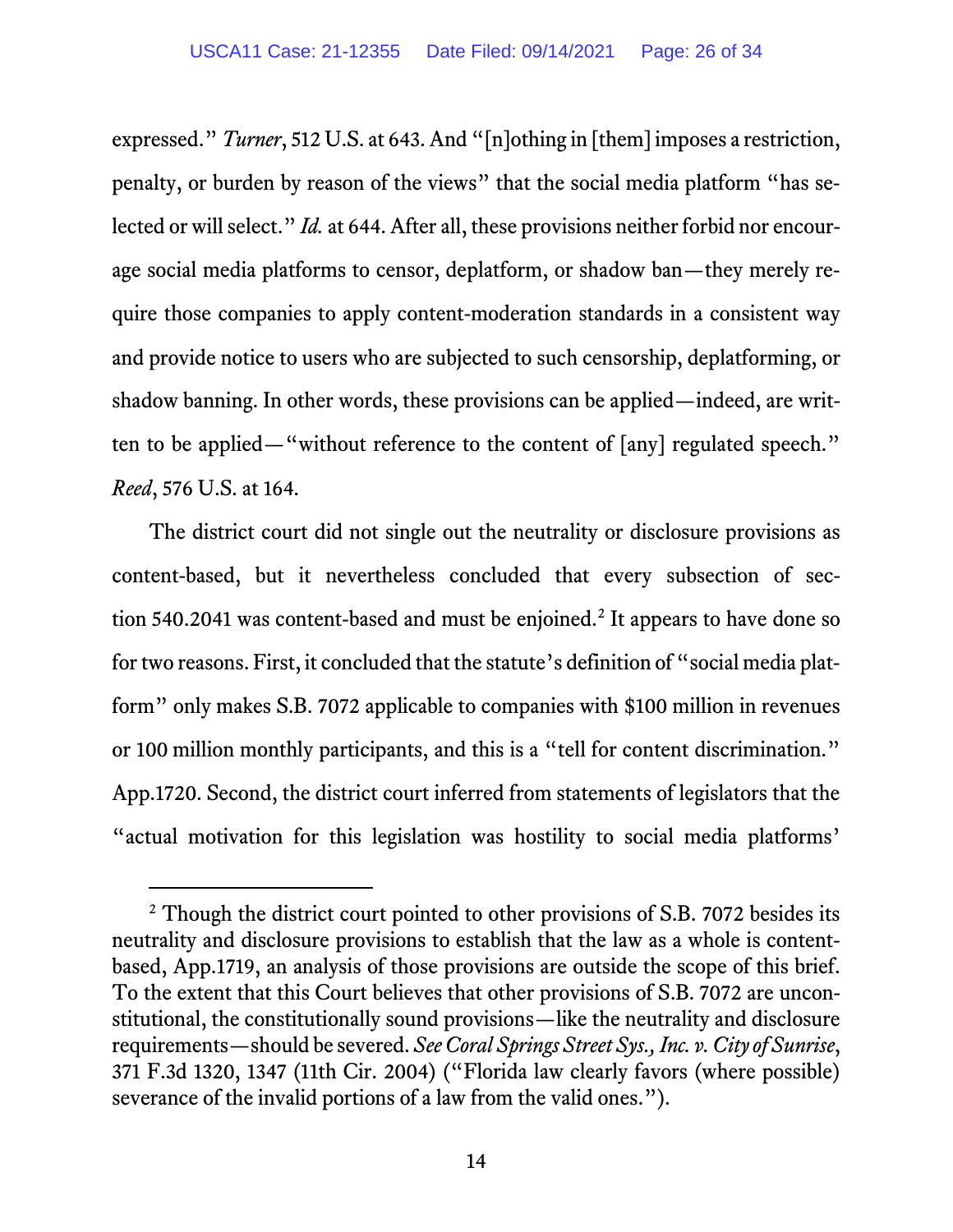expressed." *Turner*, 512 U.S. at 643. And "[n]othing in [them] imposes a restriction, penalty, or burden by reason of the views" that the social media platform "has selected or will select." *Id.* at 644. After all, these provisions neither forbid nor encourage social media platforms to censor, deplatform, or shadow ban—they merely require those companies to apply content-moderation standards in a consistent way and provide notice to users who are subjected to such censorship, deplatforming, or shadow banning. In other words, these provisions can be applied—indeed, are written to be applied—"without reference to the content of [any] regulated speech." *Reed*, 576 U.S. at 164.

The district court did not single out the neutrality or disclosure provisions as content-based, but it nevertheless concluded that every subsection of section 540.2041 was content-based and must be enjoined.[2] It appears to have done so for two reasons. First, it concluded that the statute's definition of "social media platform" only makes S.B. 7072 applicable to companies with $100 million in revenues or 100 million monthly participants, and this is a "tell for content discrimination." App.1720. Second, the district court inferred from statements of legislators that the "actual motivation for this legislation was hostility to social media platforms'

[2] Though the district court pointed to other provisions of S.B. 7072 besides its neutrality and disclosure provisions to establish that the law as a whole is content-based, App.1719, an analysis of those provisions are outside the scope of this brief. To the extent that this Court believes that other provisions of S.B. 7072 are unconstitutional, the constitutionally sound provisions—like the neutrality and disclosure requirements—should be severed. *See Coral Springs Street Sys., Inc. v. City of Sunrise*, 371 F.3d 1320, 1347 (11th Cir. 2004) ("Florida law clearly favors (where possible) severance of the invalid portions of a law from the valid ones.").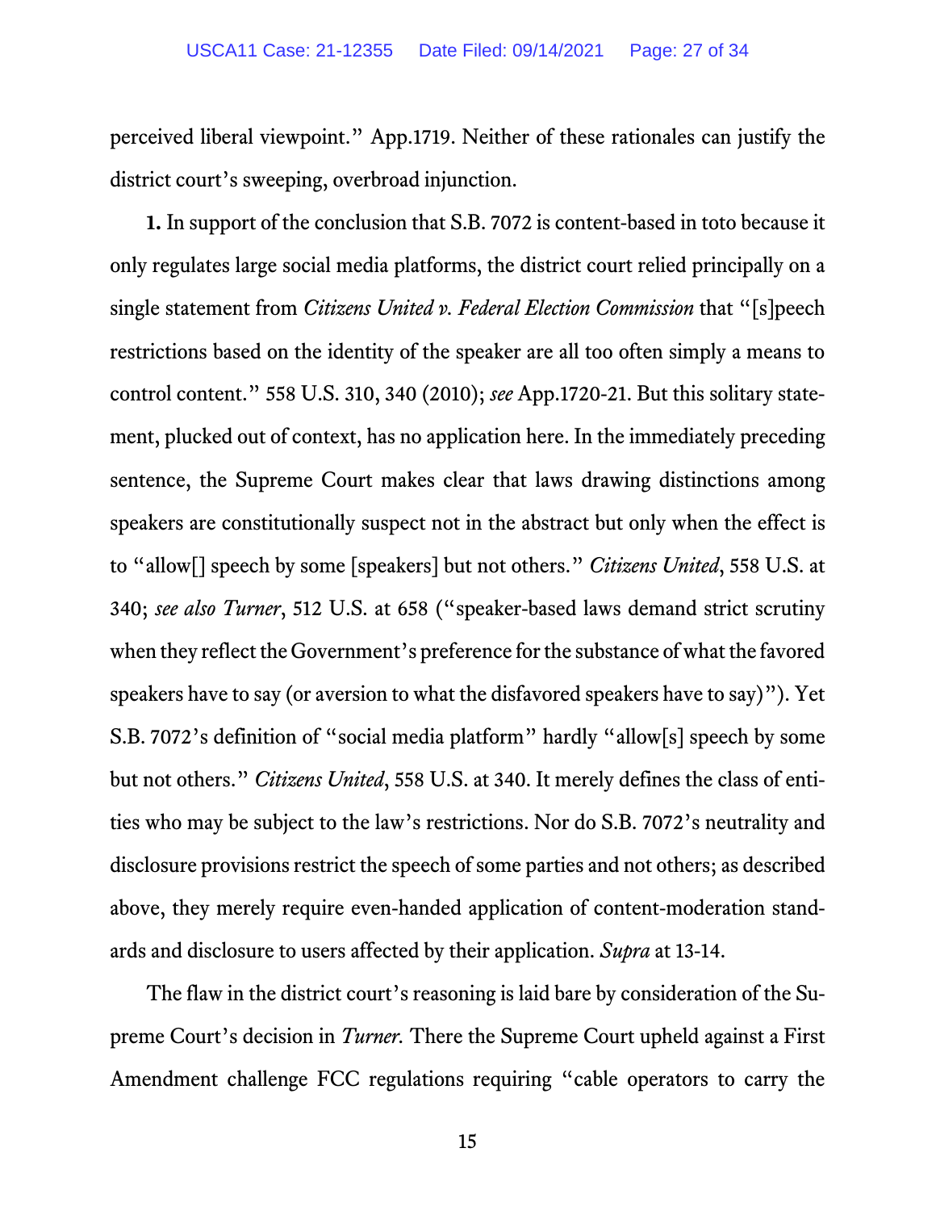perceived liberal viewpoint." App.1719. Neither of these rationales can justify the district court's sweeping, overbroad injunction.

**1.** In support of the conclusion that S.B. 7072 is content-based in toto because it only regulates large social media platforms, the district court relied principally on a single statement from *Citizens United v. Federal Election Commission* that "[s]peech restrictions based on the identity of the speaker are all too often simply a means to control content." 558 U.S. 310, 340 (2010); *see* App.1720-21. But this solitary statement, plucked out of context, has no application here. In the immediately preceding sentence, the Supreme Court makes clear that laws drawing distinctions among speakers are constitutionally suspect not in the abstract but only when the effect is to "allow[] speech by some [speakers] but not others." *Citizens United*, 558 U.S. at 340; *see also Turner*, 512 U.S. at 658 ("speaker-based laws demand strict scrutiny when they reflect the Government's preference for the substance of what the favored speakers have to say (or aversion to what the disfavored speakers have to say)"). Yet S.B. 7072's definition of "social media platform" hardly "allow[s] speech by some but not others." *Citizens United*, 558 U.S. at 340. It merely defines the class of entities who may be subject to the law's restrictions. Nor do S.B. 7072's neutrality and disclosure provisions restrict the speech of some parties and not others; as described above, they merely require even-handed application of content-moderation standards and disclosure to users affected by their application. *Supra* at 13-14.

The flaw in the district court's reasoning is laid bare by consideration of the Supreme Court's decision in *Turner.* There the Supreme Court upheld against a First Amendment challenge FCC regulations requiring "cable operators to carry the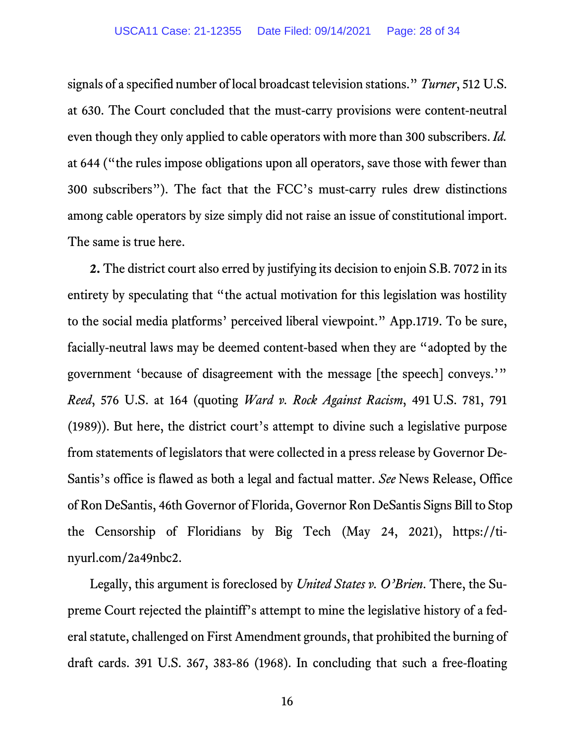signals of a specified number of local broadcast television stations." *Turner*, 512 U.S. at 630. The Court concluded that the must-carry provisions were content-neutral even though they only applied to cable operators with more than 300 subscribers. *Id.* at 644 ("the rules impose obligations upon all operators, save those with fewer than 300 subscribers"). The fact that the FCC's must-carry rules drew distinctions among cable operators by size simply did not raise an issue of constitutional import. The same is true here.

**2.** The district court also erred by justifying its decision to enjoin S.B. 7072 in its entirety by speculating that "the actual motivation for this legislation was hostility to the social media platforms' perceived liberal viewpoint." App.1719. To be sure, facially-neutral laws may be deemed content-based when they are "adopted by the government 'because of disagreement with the message [the speech] conveys.'" *Reed*, 576 U.S. at 164 (quoting *Ward v. Rock Against Racism*, 491 U.S. 781, 791 (1989)). But here, the district court's attempt to divine such a legislative purpose from statements of legislators that were collected in a press release by Governor DeSantis's office is flawed as both a legal and factual matter. *See* News Release, Office of Ron DeSantis, 46th Governor of Florida, Governor Ron DeSantis Signs Bill to Stop the Censorship of Floridians by Big Tech (May 24, 2021), https://tinyurl.com/2a49nbc2.

Legally, this argument is foreclosed by *United States v. O'Brien*. There, the Supreme Court rejected the plaintiff's attempt to mine the legislative history of a federal statute, challenged on First Amendment grounds, that prohibited the burning of draft cards. 391 U.S. 367, 383-86 (1968). In concluding that such a free-floating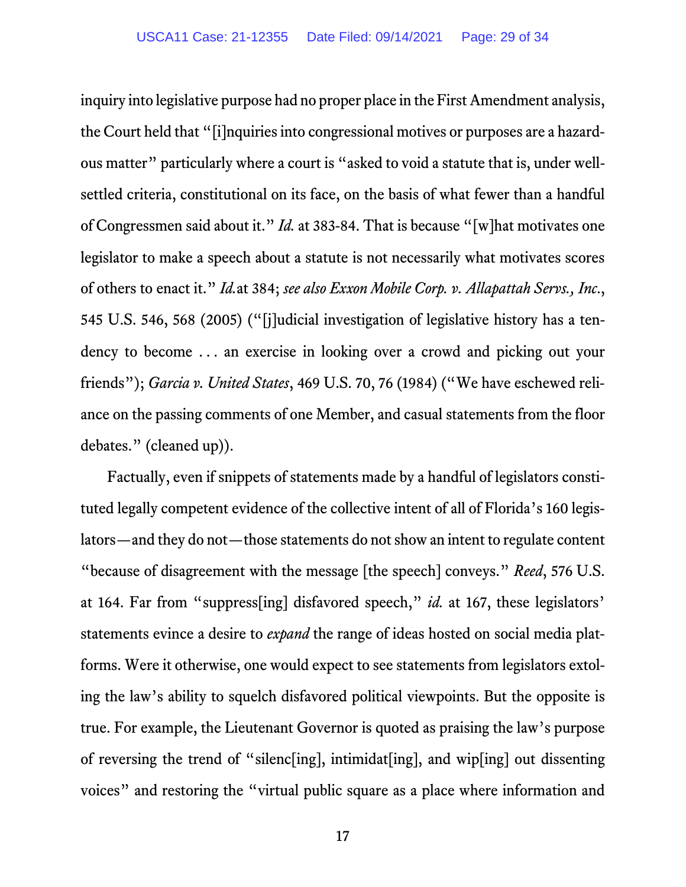inquiry into legislative purpose had no proper place in the First Amendment analysis, the Court held that "[i]nquiries into congressional motives or purposes are a hazardous matter" particularly where a court is "asked to void a statute that is, under well-settled criteria, constitutional on its face, on the basis of what fewer than a handful of Congressmen said about it." *Id.* at 383-84. That is because "[w]hat motivates one legislator to make a speech about a statute is not necessarily what motivates scores of others to enact it." *Id.* at 384; *see also Exxon Mobile Corp. v. Allapattah Servs., Inc.*, 545 U.S. 546, 568 (2005) ("[j]udicial investigation of legislative history has a tendency to become . . . an exercise in looking over a crowd and picking out your friends"); *Garcia v. United States*, 469 U.S. 70, 76 (1984) ("We have eschewed reliance on the passing comments of one Member, and casual statements from the floor debates." (cleaned up)).

Factually, even if snippets of statements made by a handful of legislators constituted legally competent evidence of the collective intent of all of Florida's 160 legislators—and they do not—those statements do not show an intent to regulate content "because of disagreement with the message [the speech] conveys." *Reed*, 576 U.S. at 164. Far from "suppress[ing] disfavored speech," *id.* at 167, these legislators' statements evince a desire to *expand* the range of ideas hosted on social media platforms. Were it otherwise, one would expect to see statements from legislators extolling the law's ability to squelch disfavored political viewpoints. But the opposite is true. For example, the Lieutenant Governor is quoted as praising the law's purpose of reversing the trend of "silenc[ing], intimidat[ing], and wip[ing] out dissenting voices" and restoring the "virtual public square as a place where information and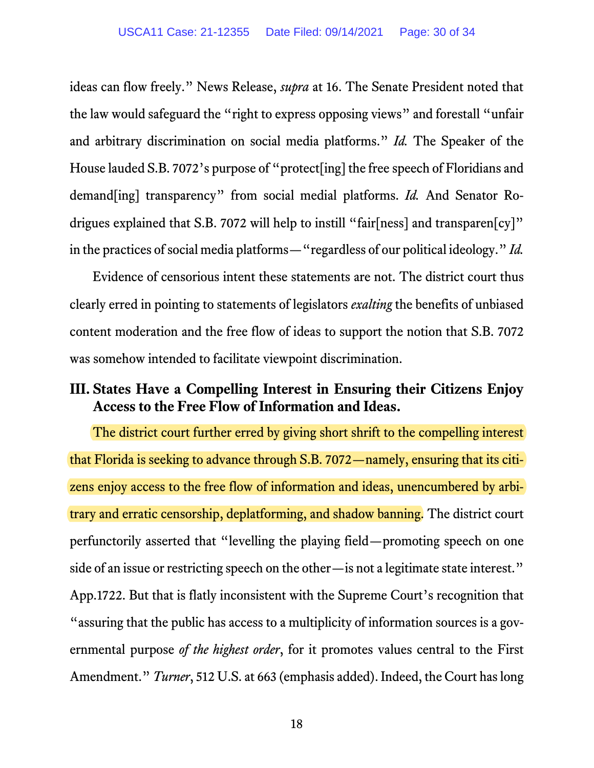ideas can flow freely." News Release, *supra* at 16. The Senate President noted that the law would safeguard the "right to express opposing views" and forestall "unfair and arbitrary discrimination on social media platforms." *Id.* The Speaker of the House lauded S.B. 7072's purpose of "protect[ing] the free speech of Floridians and demand[ing] transparency" from social medial platforms. *Id.* And Senator Rodrigues explained that S.B. 7072 will help to instill "fair[ness] and transparen[cy]" in the practices of social media platforms—"regardless of our political ideology." *Id.*

Evidence of censorious intent these statements are not. The district court thus clearly erred in pointing to statements of legislators *exalting* the benefits of unbiased content moderation and the free flow of ideas to support the notion that S.B. 7072 was somehow intended to facilitate viewpoint discrimination.

## III. States Have a Compelling Interest in Ensuring their Citizens Enjoy Access to the Free Flow of Information and Ideas.

The district court further erred by giving short shrift to the compelling interest that Florida is seeking to advance through S.B. 7072—namely, ensuring that its citizens enjoy access to the free flow of information and ideas, unencumbered by arbitrary and erratic censorship, deplatforming, and shadow banning. The district court perfunctorily asserted that "levelling the playing field—promoting speech on one side of an issue or restricting speech on the other—is not a legitimate state interest." App.1722. But that is flatly inconsistent with the Supreme Court's recognition that "assuring that the public has access to a multiplicity of information sources is a governmental purpose *of the highest order*, for it promotes values central to the First Amendment." *Turner*, 512 U.S. at 663 (emphasis added). Indeed, the Court has long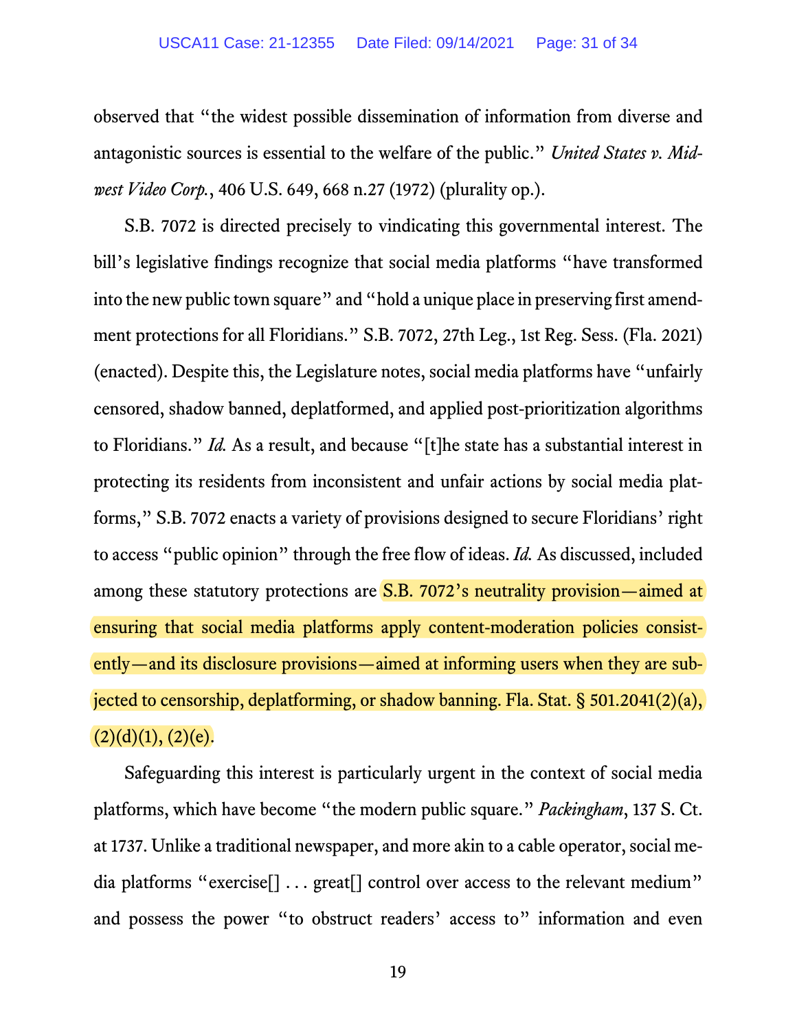observed that "the widest possible dissemination of information from diverse and antagonistic sources is essential to the welfare of the public." *United States v. Midwest Video Corp.*, 406 U.S. 649, 668 n.27 (1972) (plurality op.).

S.B. 7072 is directed precisely to vindicating this governmental interest. The bill's legislative findings recognize that social media platforms "have transformed into the new public town square" and "hold a unique place in preserving first amendment protections for all Floridians." S.B. 7072, 27th Leg., 1st Reg. Sess. (Fla. 2021) (enacted). Despite this, the Legislature notes, social media platforms have "unfairly censored, shadow banned, deplatformed, and applied post-prioritization algorithms to Floridians." *Id.* As a result, and because "[t]he state has a substantial interest in protecting its residents from inconsistent and unfair actions by social media platforms," S.B. 7072 enacts a variety of provisions designed to secure Floridians' right to access "public opinion" through the free flow of ideas. *Id.* As discussed, included among these statutory protections are S.B. 7072's neutrality provision—aimed at ensuring that social media platforms apply content-moderation policies consistently—and its disclosure provisions—aimed at informing users when they are subjected to censorship, deplatforming, or shadow banning. Fla. Stat. § 501.2041(2)(a), (2)(d)(1), (2)(e).

Safeguarding this interest is particularly urgent in the context of social media platforms, which have become "the modern public square." *Packingham*, 137 S. Ct. at 1737. Unlike a traditional newspaper, and more akin to a cable operator, social media platforms "exercise[] . . . great[] control over access to the relevant medium" and possess the power "to obstruct readers' access to" information and even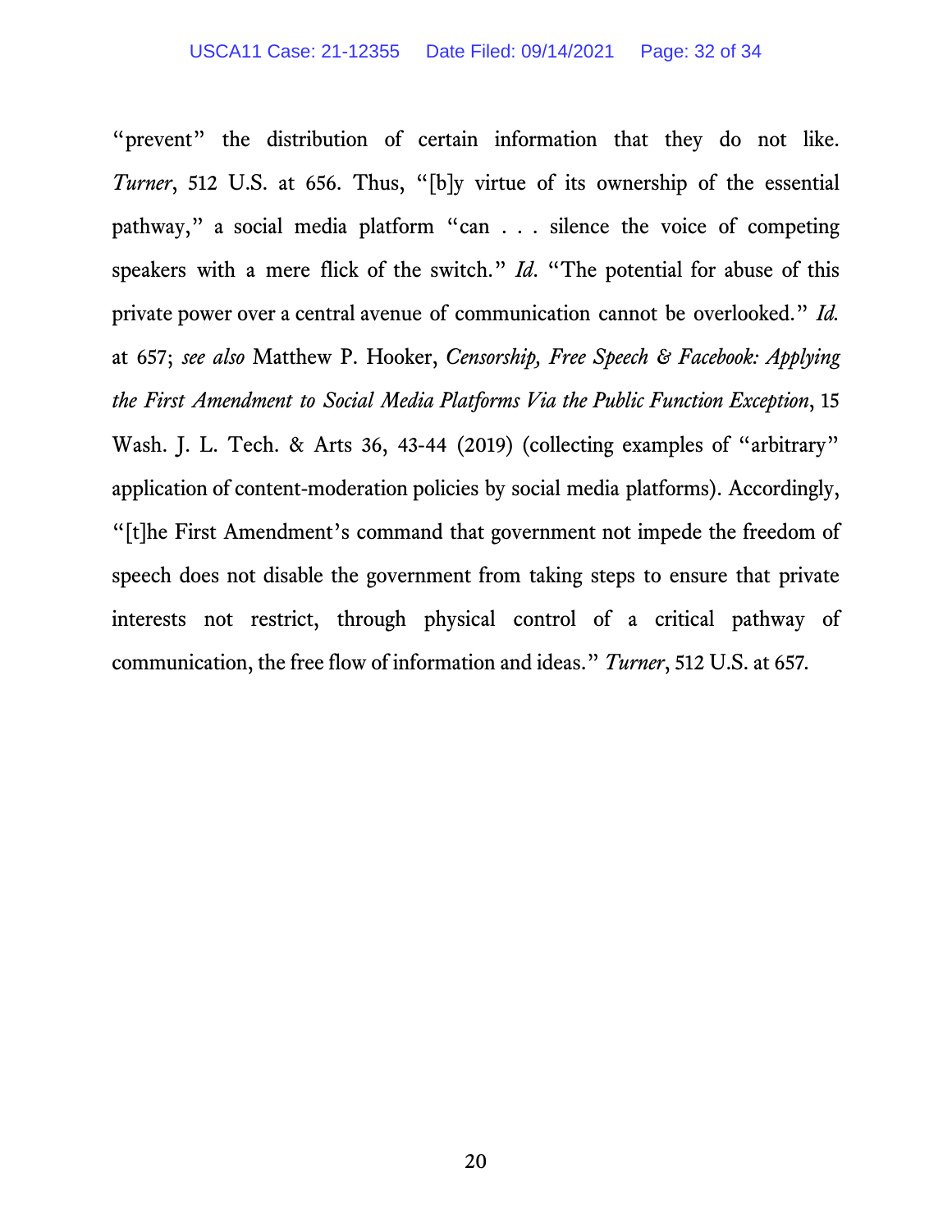"prevent" the distribution of certain information that they do not like. *Turner*, 512 U.S. at 656. Thus, "[b]y virtue of its ownership of the essential pathway," a social media platform "can . . . silence the voice of competing speakers with a mere flick of the switch." *Id*. "The potential for abuse of this private power over a central avenue of communication cannot be overlooked." *Id.* at 657; *see also* Matthew P. Hooker, *Censorship, Free Speech & Facebook: Applying the First Amendment to Social Media Platforms Via the Public Function Exception*, 15 Wash. J. L. Tech. & Arts 36, 43-44 (2019) (collecting examples of "arbitrary" application of content-moderation policies by social media platforms). Accordingly, "[t]he First Amendment's command that government not impede the freedom of speech does not disable the government from taking steps to ensure that private interests not restrict, through physical control of a critical pathway of communication, the free flow of information and ideas." *Turner*, 512 U.S. at 657.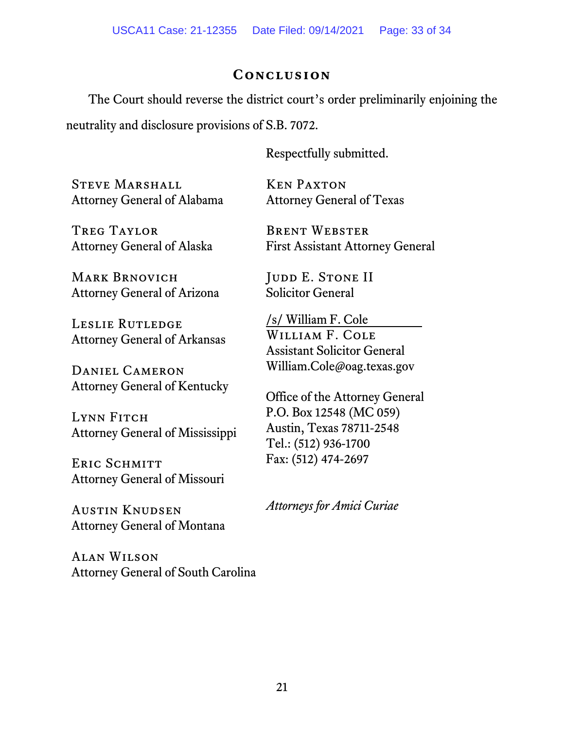## Conclusion

The Court should reverse the district court's order preliminarily enjoining the neutrality and disclosure provisions of S.B. 7072.

Respectfully submitted.

Ken Paxton
Attorney General of Texas

Brent Webster
First Assistant Attorney General

Judd E. Stone II
Solicitor General

/s/ William F. Cole
William F. Cole
Assistant Solicitor General
William.Cole@oag.texas.gov

Office of the Attorney General
P.O. Box 12548 (MC 059)
Austin, Texas 78711-2548
Tel.: (512) 936-1700
Fax: (512) 474-2697

*Attorneys for Amici Curiae*

Steve Marshall
Attorney General of Alabama

Treg Taylor
Attorney General of Alaska

Mark Brnovich
Attorney General of Arizona

Leslie Rutledge
Attorney General of Arkansas

Daniel Cameron
Attorney General of Kentucky

Lynn Fitch
Attorney General of Mississippi

Eric Schmitt
Attorney General of Missouri

Austin Knudsen
Attorney General of Montana

Alan Wilson
Attorney General of South Carolina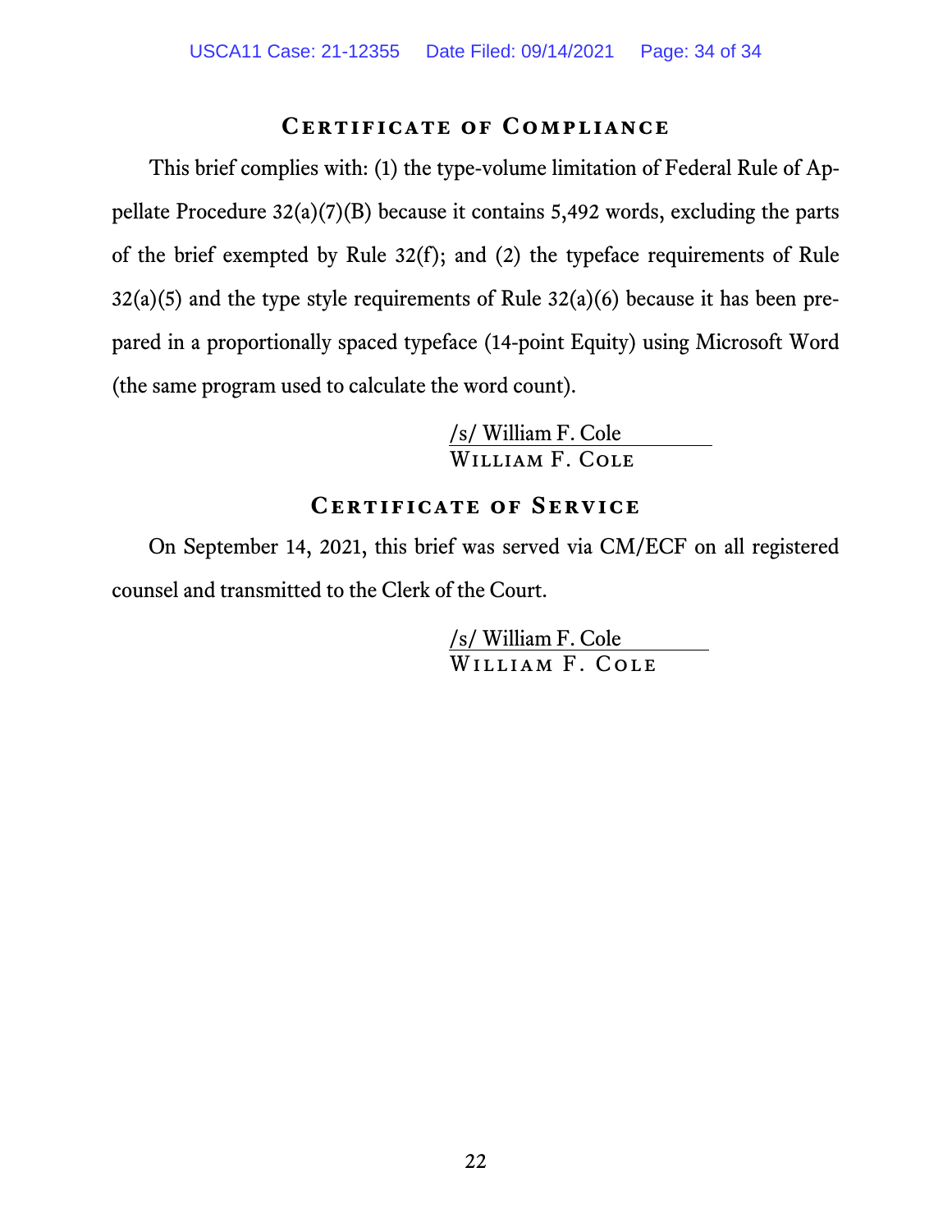## Certificate of Compliance

This brief complies with: (1) the type-volume limitation of Federal Rule of Appellate Procedure 32(a)(7)(B) because it contains 5,492 words, excluding the parts of the brief exempted by Rule 32(f); and (2) the typeface requirements of Rule 32(a)(5) and the type style requirements of Rule 32(a)(6) because it has been prepared in a proportionally spaced typeface (14-point Equity) using Microsoft Word (the same program used to calculate the word count).

/s/ William F. Cole
William F. Cole

## Certificate of Service

On September 14, 2021, this brief was served via CM/ECF on all registered counsel and transmitted to the Clerk of the Court.

/s/ William F. Cole
William F. Cole